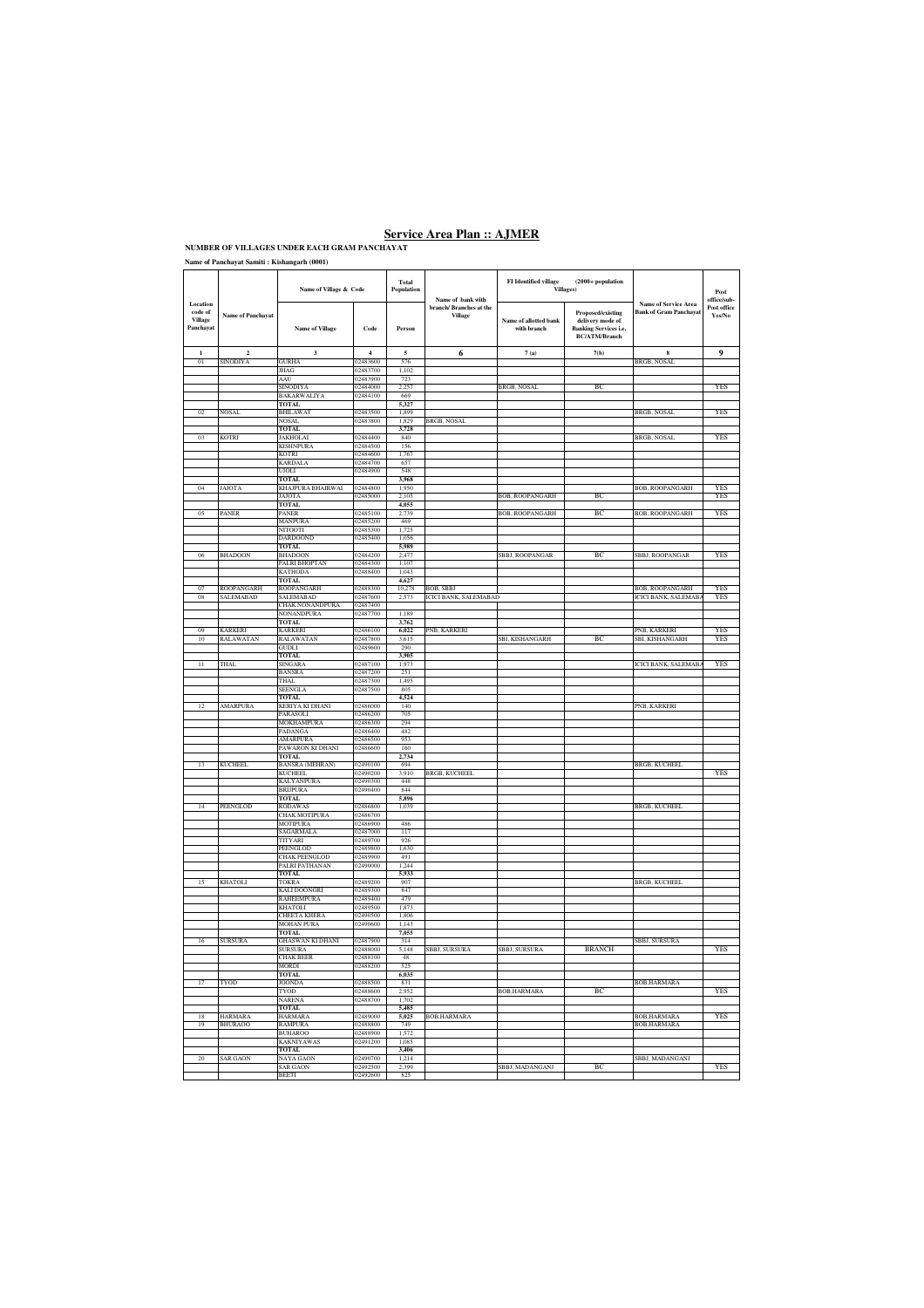# Service Area Plan :: AJMER

**NUMBER OF VILLAGES UNDER EACH GRAM PANCHAYAT**

**Name of Panchayat Samiti : Kishangarh (0001)**

| Location code of Village Panchayat | Name of Panchayat | Name of Village & Code | | Total Population | Name of bank with branch/ Branches at the Village | FI Identified village (2000+ population Villages) | | Name of Service Area Bank of Gram Panchayat | Post office/sub-Post office Yes/No |
|---|---|---|---|---|---|---|---|---|---|
| | | Name of Village | Code | Person | | Name of allotted bank with branch | Proposed/existing delivery mode of Banking Services i.e. BC/ATM/Branch | | |
| 1 | 2 | 3 | 4 | 5 | 6 | 7(a) | 7(b) | 8 | 9 |
| 01 | SINODIYA | GURHA | 02483600 | 576 | | | | BRGB, NOSAL | |
| | | JHAG | 02483700 | 1,102 | | | | | |
| | | AAU | 02483900 | 723 | | | | | |
| | | SINODIYA | 02484000 | 2,257 | | BRGB, NOSAL | BC | | YES |
| | | BAKARWALIYA | 02484100 | 669 | | | | | |
| | | **TOTAL** | | **5,327** | | | | | |
| 02 | NOSAL | BHILAWAT | 02483500 | 1,899 | | | | BRGB, NOSAL | YES |
| | | NOSAL | 02483800 | 1,829 | BRGB, NOSAL | | | | |
| | | **TOTAL** | | **3,728** | | | | | |
| 03 | KOTRI | JAKHOLAI | 02484400 | 840 | | | | BRGB, NOSAL | YES |
| | | KISHNPURA | 02484500 | 156 | | | | | |
| | | KOTRI | 02484600 | 1,767 | | | | | |
| | | KARDALA | 02484700 | 657 | | | | | |
| | | UJOLI | 02484900 | 548 | | | | | |
| | | **TOTAL** | | **3,968** | | | | | |
| 04 | JAJOTA | KHAJPURA BHAIRWAI | 02484800 | 1,950 | | | | BOB, ROOPANGARH | YES |
| | | JAJOTA | 02485000 | 2,105 | | BOB, ROOPANGARH | BC | | YES |
| | | **TOTAL** | | **4,055** | | | | | |
| 05 | PANER | PANER | 02485100 | 2,739 | | BOB, ROOPANGARH | BC | BOB, ROOPANGARH | YES |
| | | MANPURA | 02485200 | 469 | | | | | |
| | | NITOOTI | 02485300 | 1,725 | | | | | |
| | | DARDOOND | 02485400 | 1,056 | | | | | |
| | | **TOTAL** | | **5,989** | | | | | |
| 06 | BHADOON | BHADOON | 02484200 | 2,477 | | SBBJ, ROOPANGAR | BC | SBBJ, ROOPANGAR | YES |
| | | PALRI BHOPTAN | 02484300 | 1,107 | | | | | |
| | | KATHODA | 02488400 | 1,043 | | | | | |
| | | **TOTAL** | | **4,627** | | | | | |
| 07 | ROOPANGARH | ROOPANGARH | 02488300 | 10,278 | BOB, SBBJ | | | BOB, ROOPANGARH | YES |
| 08 | SALEMABAD | SALEMABAD | 02487600 | 2,573 | ICICI BANK, SALEMABAD | | | ICICI BANK, SALEMAB | YES |
| | | CHAK NONANDPURA | 02487400 | | | | | | |
| | | NONANDPURA | 02487700 | 1,189 | | | | | |
| | | **TOTAL** | | **3,762** | | | | | |
| 09 | KARKERI | KARKERI | 02486100 | 6,022 | PNB, KARKERI | | | PNB, KARKERI | YES |
| 10 | RALAWATAN | RALAWATAN | 02487800 | 3,615 | | SBI, KISHANGARH | BC | SBI, KISHANGARH | YES |
| | | GUDLI | 02489600 | 290 | | | | | |
| | | **TOTAL** | | **3,905** | | | | | |
| 11 | THAL | SINGARA | 02487100 | 1,973 | | | | ICICI BANK, SALEMAB | YES |
| | | BANSRA | 02487200 | 251 | | | | | |
| | | THAL | 02487300 | 1,495 | | | | | |
| | | SEENGLA | 02487500 | 805 | | | | | |
| | | **TOTAL** | | **4,524** | | | | | |
| 12 | AMARPURA | KERIYA KI DHANI | 02486000 | 140 | | | | PNB, KARKERI | |
| | | PARASOLI | 02486200 | 705 | | | | | |
| | | MOKHAMPURA | 02486300 | 294 | | | | | |
| | | PADANGA | 02486400 | 482 | | | | | |
| | | AMARPURA | 02486500 | 953 | | | | | |
| | | PAWARON KI DHANI | 02486600 | 160 | | | | | |
| | | **TOTAL** | | **2,734** | | | | | |
| 13 | KUCHEEL | BANSRA (MEHRAN) | 02490100 | 694 | | | | BRGB, KUCHEEL | |
| | | KUCHEEL | 02490200 | 3,910 | BRGB, KUCHEEL | | | | YES |
| | | KALYANPURA | 02490300 | 448 | | | | | |
| | | BRIJPURA | 02490400 | 844 | | | | | |
| | | **TOTAL** | | **5,896** | | | | | |
| 14 | PEENGLOD | RODAWAS | 02486800 | 1,039 | | | | BRGB, KUCHEEL | |
| | | CHAK MOTIPURA | 02486700 | | | | | | |
| | | MOTIPURA | 02486900 | 486 | | | | | |
| | | SAGARMALA | 02487000 | 117 | | | | | |
| | | TITYARI | 02489700 | 926 | | | | | |
| | | PEENGLOD | 02489800 | 1,630 | | | | | |
| | | CHAK PEENGLOD | 02489900 | 491 | | | | | |
| | | PALRI PATHANAN | 02490000 | 1,244 | | | | | |
| | | **TOTAL** | | **5,933** | | | | | |
| 15 | KHATOLI | TOKRA | 02489200 | 907 | | | | BRGB, KUCHEEL | |
| | | KALI DOONGRI | 02489300 | 847 | | | | | |
| | | RAHEEMPURA | 02489400 | 479 | | | | | |
| | | KHATOLI | 02489500 | 1,873 | | | | | |
| | | CHEETA KHERA | 02490500 | 1,806 | | | | | |
| | | MOHAN PURA | 02490600 | 1,143 | | | | | |
| | | **TOTAL** | | **7,055** | | | | | |
| 16 | SURSURA | GHASWAN KI DHANI | 02487900 | 314 | | | | SBBJ, SURSURA | |
| | | SURSURA | 02488000 | 5,148 | SBBJ, SURSURA | SBBJ, SURSURA | BRANCH | | YES |
| | | CHAK BEER | 02488100 | 48 | | | | | |
| | | MORDI | 02488200 | 525 | | | | | |
| | | **TOTAL** | | **6,035** | | | | | |
| 17 | TYOD | JOONDA | 02488500 | 831 | | | | BOB,HARMARA | |
| | | TYOD | 02488600 | 2,952 | | BOB,HARMARA | BC | | YES |
| | | NARENA | 02488700 | 1,702 | | | | | |
| | | **TOTAL** | | **5,485** | | | | | |
| 18 | HARMARA | HARMARA | 02489000 | 5,025 | BOB,HARMARA | | | BOB,HARMARA | YES |
| 19 | BHURAOO | RAMPURA | 02488800 | 749 | | | | BOB,HARMARA | |
| | | BUHAROO | 02488900 | 1,572 | | | | | |
| | | KAKNIYAWAS | 02491200 | 1,085 | | | | | |
| | | **TOTAL** | | **3,406** | | | | | |
| 20 | SAR GAON | NAYA GAON | 02490700 | 1,214 | | | | SBBJ, MADANGANJ | |
| | | SAR GAON | 02492500 | 2,399 | | SBBJ, MADANGANJ | BC | | YES |
| | | BEETI | 02492600 | 825 | | | | | |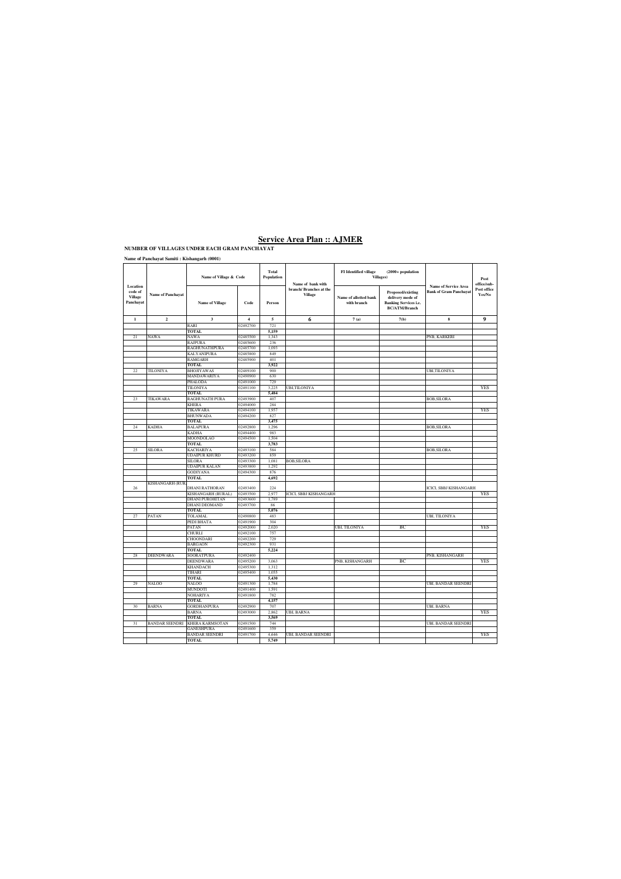# Service Area Plan :: AJMER

**NUMBER OF VILLAGES UNDER EACH GRAM PANCHAYAT**

**Name of Panchayat Samiti : Kishangarh (0001)**

| Location code of Village Panchayat | Name of Panchayat | Name of Village & Code | | Total Population | Name of bank with branch/ Branches at the Village | FI Identified village (2000+ population Villages) | | Name of Service Area Bank of Gram Panchayat | Post office/sub-Post office Yes/No |
|---|---|---|---|---|---|---|---|---|---|
| | | Name of Village | Code | Person | | Name of allotted bank with branch | Proposed/existing delivery mode of Banking Services i.e. BC/ATM/Branch | | |
| 1 | 2 | 3 | 4 | 5 | 6 | 7 (a) | 7(b) | 8 | 9 |
| | | RARI | 02492700 | 721 | | | | | |
| | | TOTAL | | 5,159 | | | | | |
| 21 | NAWA | NAWA | 02485500 | 1,343 | | | | PNB, KARKERI | |
| | | RAJPURA | 02485600 | 236 | | | | | |
| | | RAGHUNATHPURA | 02485700 | 1,093 | | | | | |
| | | KALYANIPURA | 02485800 | 849 | | | | | |
| | | RAMGARH | 02485900 | 401 | | | | | |
| | | TOTAL | | 3,922 | | | | | |
| 22 | TILONIYA | BHOJIYAWAS | 02489100 | 900 | | | | UBI,TILONIYA | |
| | | MANDAWARIYA | 02490900 | 630 | | | | | |
| | | PHALODA | 02491000 | 729 | | | | | |
| | | TILONIYA | 02491100 | 3,225 | UBI,TILONIYA | | | | YES |
| | | TOTAL | | 5,484 | | | | | |
| 23 | TIKAWARA | RAGHUNATH PURA | 02493900 | 407 | | | | BOB,SILORA | |
| | | KHERA | 02494000 | 284 | | | | | |
| | | TIKAWARA | 02494100 | 1,957 | | | | | YES |
| | | BHUNWADA | 02494200 | 827 | | | | | |
| | | TOTAL | | 3,475 | | | | | |
| 24 | KADHA | BALAPURA | 02492800 | 1,296 | | | | BOB,SILORA | |
| | | KADHA | 02494400 | 983 | | | | | |
| | | MOONDOLAO | 02494500 | 1,504 | | | | | |
| | | TOTAL | | 3,783 | | | | | |
| 25 | SILORA | KACHARIYA | 02493100 | 584 | | | | BOB,SILORA | |
| | | UDAIPUR KHURD | 02493200 | 859 | | | | | |
| | | SILORA | 02493300 | 1,081 | BOB,SILORA | | | | |
| | | UDAIPUR KALAN | 02493800 | 1,292 | | | | | |
| | | GODIYANA | 02494300 | 876 | | | | | |
| | | TOTAL | | 4,692 | | | | | |
| 26 | KISHANGARH (RUR | DHANI RATHORAN | 02493400 | 224 | | | | ICICI, SBBJ KISHANGARH | |
| | | KISHANGARH (RURAL) | 02493500 | 2,977 | ICICI, SBBJ KISHANGARH | | | | YES |
| | | DHANI PUROHITAN | 02493600 | 1,789 | | | | | |
| | | DHANI DEOMAND | 02493700 | 86 | | | | | |
| | | TOTAL | | 5,076 | | | | | |
| 27 | PATAN | TOLAMAL | 02490800 | 483 | | | | UBI, TILONIYA | |
| | | PEDI BHATA | 02491900 | 304 | | | | | |
| | | PATAN | 02492000 | 2,020 | | UBI, TILONIYA | BC | | YES |
| | | CHURLI | 02492100 | 757 | | | | | |
| | | CHOONDARI | 02492200 | 729 | | | | | |
| | | BARGAON | 02492300 | 931 | | | | | |
| | | TOTAL | | 5,224 | | | | | |
| 28 | DEENDWARA | SOORATPURA | 02492400 | | | | | PNB, KISHANGARH | |
| | | DEENDWARA | 02495200 | 3,063 | | PNB, KISHANGARH | BC | | YES |
| | | KHANDACH | 02495300 | 1,312 | | | | | |
| | | TIHARI | 02495400 | 1,055 | | | | | |
| | | TOTAL | | 5,430 | | | | | |
| 29 | NALOO | NALOO | 02491300 | 1,784 | | | | UBI, BANDAR SEENDRI | |
| | | MUNDOTI | 02491400 | 1,591 | | | | | |
| | | NOHARIYA | 02491800 | 782 | | | | | |
| | | TOTAL | | 4,157 | | | | | |
| 30 | BARNA | GORDHANPURA | 02492900 | 707 | | | | UBI, BARNA | |
| | | BARNA | 02493000 | 2,862 | UBI, BARNA | | | | YES |
| | | TOTAL | | 3,569 | | | | | |
| 31 | BANDAR SEENDRI | KHERA KARMSOTAN | 02491500 | 744 | | | | UBI, BANDAR SEENDRI | |
| | | GANESHPURA | 02491600 | 359 | | | | | |
| | | BANDAR SEENDRI | 02491700 | 4,646 | UBI, BANDAR SEENDRI | | | | YES |
| | | TOTAL | | 5,749 | | | | | |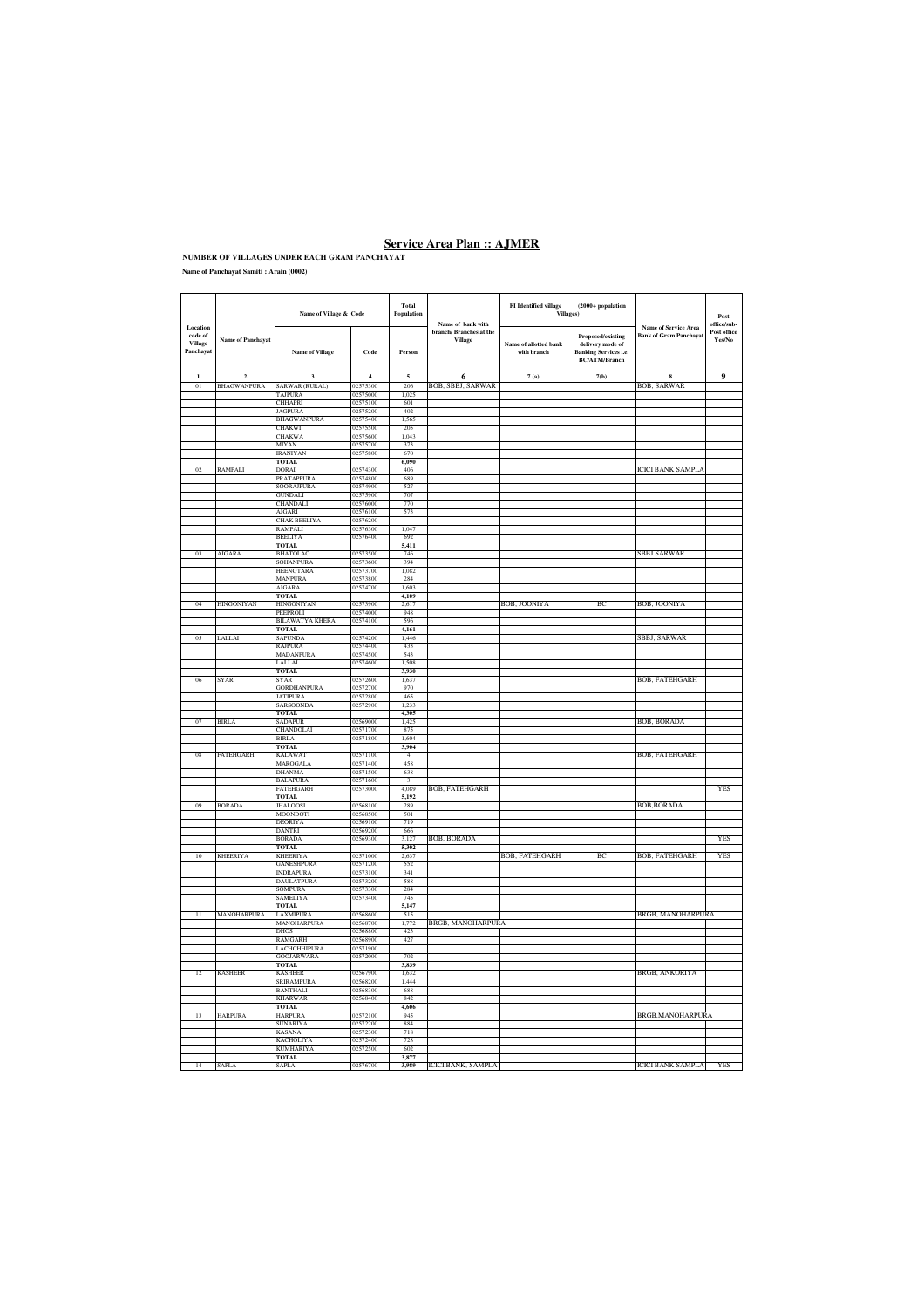# Service Area Plan :: AJMER

**NUMBER OF VILLAGES UNDER EACH GRAM PANCHAYAT**

**Name of Panchayat Samiti : Arain (0002)**

| Location code of Village Panchayat | Name of Panchayat | Name of Village & Code | | Total Population | Name of bank with branch/ Branches at the Village | FI Identified village (2000+ population Villages) | | Name of Service Area Bank of Gram Panchayat | Post office/sub-Post office Yes/No |
|---|---|---|---|---|---|---|---|---|---|
| | | Name of Village | Code | Person | | Name of allotted bank with branch | Proposed/existing delivery mode of Banking Services i.e. BC/ATM/Branch | | |
| 1 | 2 | 3 | 4 | 5 | 6 | 7 (a) | 7(b) | 8 | 9 |
| 01 | BHAGWANPURA | SARWAR (RURAL) | 02575300 | 206 | BOB, SBBJ, SARWAR | | | BOB, SARWAR | |
| | | TAJPURA | 02575000 | 1,025 | | | | | |
| | | CHHAPRI | 02575100 | 601 | | | | | |
| | | JAGPURA | 02575200 | 402 | | | | | |
| | | BHAGWANPURA | 02575400 | 1,565 | | | | | |
| | | CHAKWI | 02575500 | 205 | | | | | |
| | | CHAKWA | 02575600 | 1,043 | | | | | |
| | | MIYAN | 02575700 | 373 | | | | | |
| | | IRANIYAN | 02575800 | 670 | | | | | |
| | | **TOTAL** | | **6,090** | | | | | |
| 02 | RAMPALI | DORAI | 02574300 | 406 | | | | ICICI BANK SAMPLA | |
| | | PRATAPPURA | 02574800 | 689 | | | | | |
| | | SOORAJPURA | 02574900 | 527 | | | | | |
| | | GUNDALI | 02575900 | 707 | | | | | |
| | | CHANDALI | 02576000 | 770 | | | | | |
| | | AJGARI | 02576100 | 573 | | | | | |
| | | CHAK BEELIYA | 02576200 | | | | | | |
| | | RAMPALI | 02576300 | 1,047 | | | | | |
| | | BEELIYA | 02576400 | 692 | | | | | |
| | | **TOTAL** | | **5,411** | | | | | |
| 03 | AJGARA | BHATOLAO | 02573500 | 746 | | | | SBBJ SARWAR | |
| | | SOHANPURA | 02573600 | 394 | | | | | |
| | | HEENGTARA | 02573700 | 1,082 | | | | | |
| | | MANPURA | 02573800 | 284 | | | | | |
| | | AJGARA | 02574700 | 1,603 | | | | | |
| | | **TOTAL** | | **4,109** | | | | | |
| 04 | HINGONIYAN | HINGONIYAN | 02573900 | 2,617 | | BOB, JOONIYA | BC | BOB, JOONIYA | |
| | | PEEPROLI | 02574000 | 948 | | | | | |
| | | BILAWATYA KHERA | 02574100 | 596 | | | | | |
| | | **TOTAL** | | **4,161** | | | | | |
| 05 | LALLAI | SAPUNDA | 02574200 | 1,446 | | | | SBBJ, SARWAR | |
| | | RAJPURA | 02574400 | 433 | | | | | |
| | | MADANPURA | 02574500 | 543 | | | | | |
| | | LALLAI | 02574600 | 1,508 | | | | | |
| | | **TOTAL** | | **3,930** | | | | | |
| 06 | SYAR | SYAR | 02572600 | 1,637 | | | | BOB, FATEHGARH | |
| | | GORDHANPURA | 02572700 | 970 | | | | | |
| | | JATIPURA | 02572800 | 465 | | | | | |
| | | SARSOONDA | 02572900 | 1,233 | | | | | |
| | | **TOTAL** | | **4,305** | | | | | |
| 07 | BIRLA | SADAPUR | 02569000 | 1,425 | | | | BOB, BORADA | |
| | | CHANDOLAI | 02571700 | 875 | | | | | |
| | | BIRLA | 02571800 | 1,604 | | | | | |
| | | **TOTAL** | | **3,904** | | | | | |
| 08 | FATEHGARH | KALAWAT | 02571100 | 4 | | | | BOB, FATEHGARH | |
| | | MAROGALA | 02571400 | 458 | | | | | |
| | | DHANMA | 02571500 | 638 | | | | | |
| | | BALAPURA | 02571600 | 3 | | | | | |
| | | FATEHGARH | 02573000 | 4,089 | BOB, FATEHGARH | | | | YES |
| | | **TOTAL** | | **5,192** | | | | | |
| 09 | BORADA | JHALOOSI | 02568100 | 289 | | | | BOB,BORADA | |
| | | MOONDOTI | 02568500 | 501 | | | | | |
| | | DEORIYA | 02569100 | 719 | | | | | |
| | | DANTRI | 02569200 | 666 | | | | | |
| | | BORADA | 02569300 | 3,127 | BOB, BORADA | | | | YES |
| | | **TOTAL** | | **5,302** | | | | | |
| 10 | KHEERIYA | KHEERIYA | 02571000 | 2,637 | | BOB, FATEHGARH | BC | BOB, FATEHGARH | YES |
| | | GANESHPURA | 02571200 | 552 | | | | | |
| | | INDRAPURA | 02573100 | 341 | | | | | |
| | | DAULATPURA | 02573200 | 588 | | | | | |
| | | SOMPURA | 02573300 | 284 | | | | | |
| | | SAMELIYA | 02573400 | 745 | | | | | |
| | | **TOTAL** | | **5,147** | | | | | |
| 11 | MANOHARPURA | LAXMIPURA | 02568600 | 515 | | | | BRGB, MANOHARPURA | |
| | | MANOHARPURA | 02568700 | 1,772 | BRGB, MANOHARPURA | | | | |
| | | DHOS | 02568800 | 423 | | | | | |
| | | RAMGARH | 02568900 | 427 | | | | | |
| | | LACHCHHIPURA | 02571900 | | | | | | |
| | | GOOJARWARA | 02572000 | 702 | | | | | |
| | | **TOTAL** | | **3,839** | | | | | |
| 12 | KASHEER | KASHEER | 02567900 | 1,632 | | | | BRGB, ANKORIYA | |
| | | SRIRAMPURA | 02568200 | 1,444 | | | | | |
| | | BANTHALI | 02568300 | 688 | | | | | |
| | | KHARWAR | 02568400 | 842 | | | | | |
| | | **TOTAL** | | **4,606** | | | | | |
| 13 | HARPURA | HARPURA | 02572100 | 945 | | | | BRGB,MANOHARPURA | |
| | | SUNARIYA | 02572200 | 884 | | | | | |
| | | KASANA | 02572300 | 718 | | | | | |
| | | KACHOLIYA | 02572400 | 728 | | | | | |
| | | KUMHARIYA | 02572500 | 602 | | | | | |
| | | **TOTAL** | | **3,877** | | | | | |
| 14 | SAPLA | SAPLA | 02576700 | **3,989** | ICICI BANK, SAMPLA | | | ICICI BANK SAMPLA | YES |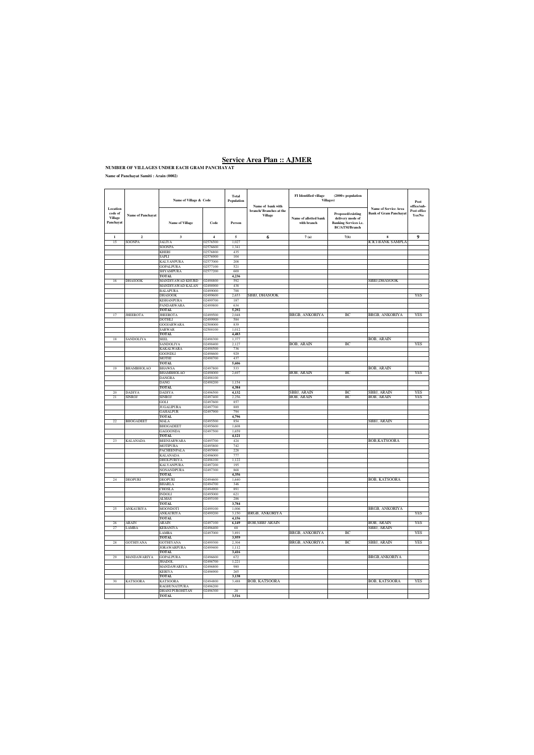# Service Area Plan :: AJMER

**NUMBER OF VILLAGES UNDER EACH GRAM PANCHAYAT**

**Name of Panchayat Samiti : Arain (0002)**

| Location code of Village Panchayat | Name of Panchayat | Name of Village & Code | | Total Population | Name of bank with branch/ Branches at the Village | FI Identified village (2000+ population Villages) | | Name of Service Area Bank of Gram Panchayat | Post office/sub-Post office Yes/No |
|---|---|---|---|---|---|---|---|---|---|
| | | Name of Village | Code | Person | | Name of allotted bank with branch | Proposed/existing delivery mode of Banking Services i.e. BC/ATM/Branch | | |
| 1 | 2 | 3 | 4 | 5 | 6 | 7 (a) | 7(b) | 8 | 9 |
| 15 | SOONPA | JALIYA | 02576500 | 1,027 | | | | ICICI BANK SAMPLA | |
| | | SOONPA | 02576600 | 1,341 | | | | | |
| | | KHERI | 02576800 | 435 | | | | | |
| | | SAPLI | 02576900 | 104 | | | | | |
| | | KALYANPURA | 02577000 | 208 | | | | | |
| | | GOPALPURA | 02577100 | 521 | | | | | |
| | | SHYAMPURA | 02577200 | 600 | | | | | |
| | | TOTAL | | 4,236 | | | | | |
| 16 | DHASOOK | MANDIYAWAD KHURD | 02498800 | 592 | | | | SBBJ,DHASOOK | |
| | | MANDIYAWAD KALAN | 02498900 | 438 | | | | | |
| | | BALAPURA | 02499000 | 788 | | | | | |
| | | DHASOOK | 02499600 | 2,653 | SBBJ, DHASOOK | | | | YES |
| | | KISHANPURA | 02499700 | 187 | | | | | |
| | | PANDARWARA | 02499800 | 634 | | | | | |
| | | TOTAL | | 5,292 | | | | | |
| 17 | JHEEROTA | JHEEROTA | 02499500 | 2,048 | | BRGB, ANKORIYA | BC | BRGB, ANKORIYA | YES |
| | | DOTHLI | 02499900 | 584 | | | | | |
| | | GOOJARWARA | 02500000 | 839 | | | | | |
| | | SARWAR | 02500100 | 1,012 | | | | | |
| | | TOTAL | | 4,483 | | | | | |
| 18 | SANDOLIYA | SEEL | 02498300 | 1,337 | | | | BOB, ARAIN | |
| | | SANDOLIYA | 02498400 | 2,127 | | BOB, ARAIN | BC | | YES |
| | | KAKALWARA | 02498500 | 736 | | | | | |
| | | GOONDLI | 02498600 | 929 | | | | | |
| | | MOTHI | 02498700 | 477 | | | | | |
| | | TOTAL | | 5,606 | | | | | |
| 19 | BHAMBHOLAO | BHAWSA | 02497800 | 533 | | | | BOB, ARAIN | |
| | | BHAMBHOLAO | 02498000 | 2,697 | | BOB, ARAIN | BC | | YES |
| | | DANGRA | 02498100 | | | | | | |
| | | DANG | 02498200 | 1,154 | | | | | |
| | | TOTAL | | 4,384 | | | | | |
| 20 | DADIYA | DADIYA | 02496500 | 4,132 | | SBBJ, ARAIN | BC | SBBJ, ARAIN | YES |
| 21 | SINROJ | SINROJ | 02497400 | 2,256 | | BOB, ARAIN | BC | BOB, ARAIN | YES |
| | | GOLI | 02497600 | 857 | | | | | |
| | | JUGALIPURA | 02497700 | 889 | | | | | |
| | | GAHALPUR | 02497900 | 794 | | | | | |
| | | TOTAL | | 4,796 | | | | | |
| 22 | BHOGADEET | MALA | 02495500 | 854 | | | | SBBJ, ARAIN | |
| | | BHOGADEET | 02495600 | 1,608 | | | | | |
| | | GAGOONDA | 02497500 | 1,659 | | | | | |
| | | TOTAL | | 4,121 | | | | | |
| 23 | KALANADA | BEENJARWARA | 02495700 | 424 | | | | BOB,KATSOORA | |
| | | MOTIPURA | 02495800 | 742 | | | | | |
| | | PACHEENPALA | 02495900 | 228 | | | | | |
| | | KALANADA | 02496000 | 777 | | | | | |
| | | DHOLPURIYA | 02496100 | 1,122 | | | | | |
| | | KALYANPURA | 02497200 | 195 | | | | | |
| | | NONANDPURA | 02497300 | 868 | | | | | |
| | | TOTAL | | 4,356 | | | | | |
| 24 | DEOPURI | DEOPURI | 02494600 | 1,640 | | | | BOB, KATSOORA | |
| | | BHARLA | 02494700 | 346 | | | | | |
| | | CHOSLA | 02494900 | 891 | | | | | |
| | | INDOLI | 02495000 | 621 | | | | | |
| | | ALMAS | 02495100 | 286 | | | | | |
| | | TOTAL | | 3,784 | | | | | |
| 25 | ANKAURIYA | MOONDOTI | 02499100 | 1,006 | | | | BRGB, ANKORIYA | |
| | | ANKAURIYA | 02499200 | 3,150 | BRGB, ANKORIYA | | | | YES |
| | | TOTAL | | 4,156 | | | | | |
| 26 | ARAIN | ARAIN | 02497100 | 6,149 | BOB,SBBJ ARAIN | | | BOB, ARAIN | YES |
| 27 | LAMBA | KEBANIYA | 02496400 | 68 | | | | SBBJ, ARAIN | |
| | | LAMBA | 02497000 | 3,891 | | BRGB, ANKORIYA | BC | | YES |
| | | TOTAL | | 3,959 | | | | | |
| 28 | GOTHIYANA | GOTHIYANA | 02499300 | 2,304 | | BRGB, ANKORIYA | BC | SBBJ, ARAIN | YES |
| | | JORAWARPURA | 02499400 | 1,112 | | | | | |
| | | TOTAL | | 3,416 | | | | | |
| 29 | MANDAWARIYA | GOPALPURA | 02496600 | 672 | | | | BRGB,ANKORIYA | |
| | | JHADOL | 02496700 | 1,221 | | | | | |
| | | MANDAWARIYA | 02496800 | 980 | | | | | |
| | | KERIYA | 02496900 | 265 | | | | | |
| | | TOTAL | | 3,138 | | | | | |
| 30 | KATSOORA | KATSOORA | 02494800 | 3,488 | BOB, KATSOORA | | | BOB, KATSOORA | YES |
| | | RAGHUNATPURA | 02496200 | | | | | | |
| | | DHANI PUROHITAN | 02496300 | 28 | | | | | |
| | | TOTAL | | 3,516 | | | | | |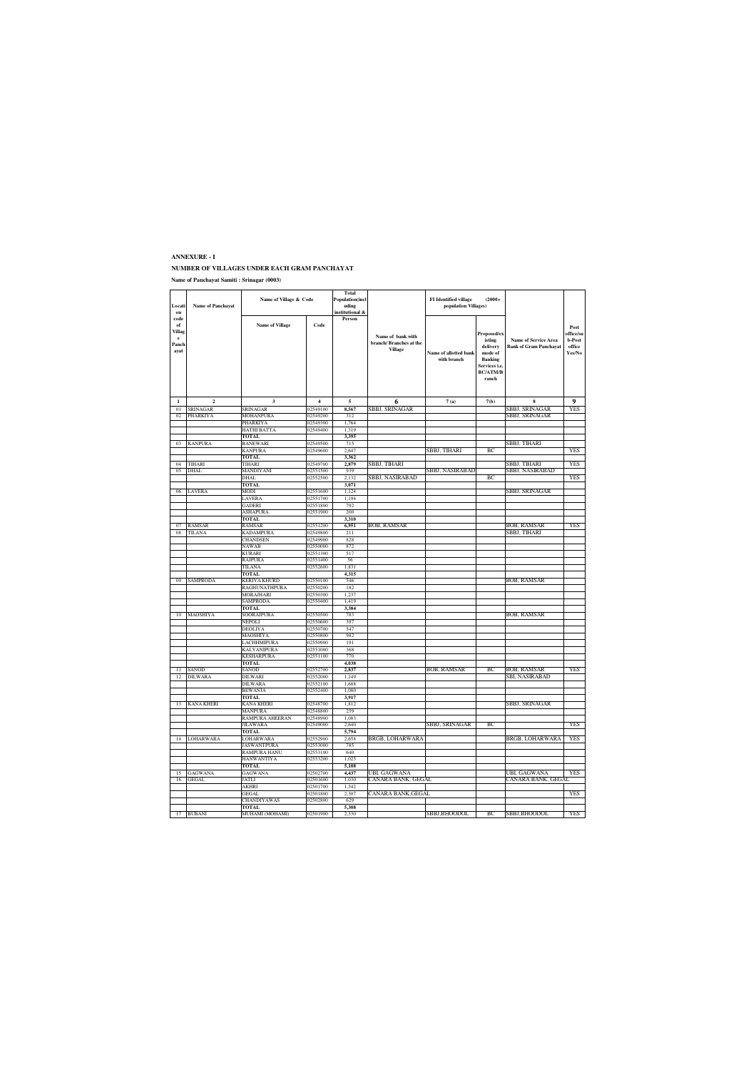## ANNEXURE - I

### NUMBER OF VILLAGES UNDER EACH GRAM PANCHAYAT

**Name of Panchayat Samiti : Srinagar (0003)**

| Location code of Village Panchayat | Name of Panchayat | Name of Village & Code | | Total Population(including institutional & Person | Name of bank with branch/ Branches at the Village | FI Identified village (2000+ population Villages) | | Name of Service Area Bank of Gram Panchayat | Post office/sub-Post office Yes/No |
|---|---|---|---|---|---|---|---|---|---|
| | | Name of Village | Code | | | Name of allotted bank with branch | Proposed/existing delivery mode of Banking Services i.e. BC/ATM/Branch | | |
| 1 | 2 | 3 | 4 | 5 | 6 | 7 (a) | 7(b) | 8 | 9 |
| 01 | SRINAGAR | SRINAGAR | 02549100 | 8,567 | SBBJ, SRINAGAR | | | SBBJ, SRINAGAR | YES |
| 02 | PHARKIYA | MOHANPURA | 02549200 | 312 | | | | SBBJ, SRINAGAR | |
| | | PHARKIYA | 02549300 | 1,764 | | | | | |
| | | HATHI BATTA | 02549400 | 1,319 | | | | | |
| | | **TOTAL** | | **3,395** | | | | | |
| 03 | KANPURA | BANEWARI | 02549500 | 715 | | | | SBBJ, TIHARI | |
| | | KANPURA | 02549600 | 2,647 | | SBBJ, TIHARI | BC | | YES |
| | | **TOTAL** | | **3,362** | | | | | |
| 04 | TIHARI | TIHARI | 02549700 | 2,879 | SBBJ, TIHARI | | | SBBJ, TIHARI | YES |
| 05 | DHAL | MANDIYANI | 02551500 | 939 | | SBBJ, NASIRABAD | | SBBJ, NASIRABAD | |
| | | DHAL | 02552500 | 2,132 | SBBJ, NASIRABAD | | BC | | YES |
| | | **TOTAL** | | **3,071** | | | | | |
| 06 | LAVERA | MODI | 02551600 | 1,124 | | | | SBBJ, SRINAGAR | |
| | | LAVERA | 02551700 | 1,194 | | | | | |
| | | GADERI | 02551800 | 792 | | | | | |
| | | ASHAPURA | 02551900 | 200 | | | | | |
| | | **TOTAL** | | **3,310** | | | | | |
| 07 | RAMSAR | RAMSAR | 02551200 | 6,951 | BOB, RAMSAR | | | BOB, RAMSAR | YES |
| 08 | TILANA | KADAMPURA | 02549800 | 211 | | | | SBBJ, TIHARI | |
| | | CHANDSEN | 02549900 | 828 | | | | | |
| | | NAWAB | 02550000 | 872 | | | | | |
| | | KURARI | 02551300 | 517 | | | | | |
| | | RAJPURA | 02551400 | 56 | | | | | |
| | | TILANA | 02552600 | 1,831 | | | | | |
| | | **TOTAL** | | **4,315** | | | | | |
| 09 | SAMPRODA | KERIYA KHURD | 02550100 | 546 | | | | BOB, RAMSAR | |
| | | RAGHUNATHPURA | 02550200 | 182 | | | | | |
| | | MORAJHARI | 02550300 | 1,237 | | | | | |
| | | SAMPRODA | 02550400 | 1,419 | | | | | |
| | | **TOTAL** | | **3,384** | | | | | |
| 10 | MAOSHIYA | SOORAJPURA | 02550500 | 783 | | | | BOB, RAMSAR | |
| | | NEPOLI | 02550600 | 397 | | | | | |
| | | DEOLIYA | 02550700 | 547 | | | | | |
| | | MAOSHIYA | 02550800 | 982 | | | | | |
| | | LACHHMIPURA | 02550900 | 191 | | | | | |
| | | KALYANIPURA | 02551000 | 368 | | | | | |
| | | KESHARPURA | 02551100 | 770 | | | | | |
| | | **TOTAL** | | **4,038** | | | | | |
| 11 | SANOD | SANOD | 02552700 | 2,837 | | BOB, RAMSAR | BC | BOB, RAMSAR | YES |
| 12 | DILWARA | DILWARI | 02552000 | 1,149 | | | | SBI, NASIRABAD | |
| | | DILWARA | 02552100 | 1,688 | | | | | |
| | | BEWANJA | 02552400 | 1,080 | | | | | |
| | | **TOTAL** | | **3,917** | | | | | |
| 13 | KANA KHERI | KANA KHERI | 02548700 | 1,812 | | | | SBBJ, SRINAGAR | |
| | | MANPURA | 02548800 | 259 | | | | | |
| | | RAMPURA AHEERAN | 02548900 | 1,083 | | | | | |
| | | JILAWARA | 02549000 | 2,640 | | SBBJ, SRINAGAR | BC | | YES |
| | | **TOTAL** | | **5,794** | | | | | |
| 14 | LOHARWARA | LOHARWARA | 02552900 | 2,658 | BRGB, LOHARWARA | | | BRGB, LOHARWARA | YES |
| | | JASWANTPURA | 02553000 | 785 | | | | | |
| | | RAMPURA HANU | 02553100 | 640 | | | | | |
| | | HANWANTIYA | 02553200 | 1,025 | | | | | |
| | | **TOTAL** | | **5,108** | | | | | |
| 15 | GAGWANA | GAGWANA | 02502700 | 4,437 | UBI, GAGWANA | | | UBI, GAGWANA | YES |
| 16 | GEGAL | JATLI | 02501600 | 1,030 | CANARA BANK, GEGAL | | | CANARA BANK, GEGAL | |
| | | AKHRI | 02501700 | 1,342 | | | | | |
| | | GEGAL | 02501800 | 2,307 | CANARA BANK,GEGAL | | | | YES |
| | | CHANDIYAWAS | 02502800 | 629 | | | | | |
| | | **TOTAL** | | **5,308** | | | | | |
| 17 | BUBANI | MUHAMI (MOHAMI) | 02501900 | 2,330 | | SBBJ,BHOODOL | BC | SBBJ,BHOODOL | YES |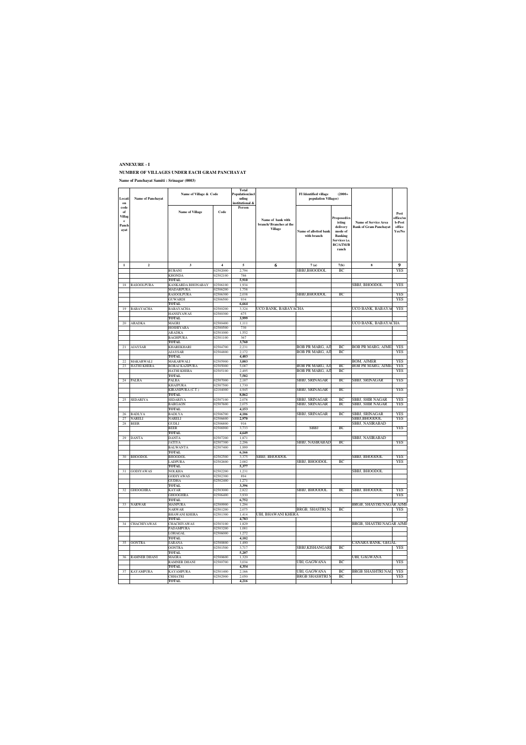**ANNEXURE - I**

**NUMBER OF VILLAGES UNDER EACH GRAM PANCHAYAT**

**Name of Panchayat Samiti : Srinagar (0003)**

| Location code of Village Panchayat | Name of Panchayat | Name of Village & Code | | Total Population(including institutional & | Name of bank with branch/ Branches at the Village | FI Identified village (2000+ population Villages) | | Name of Service Area Bank of Gram Panchayat | Post office/sub-Post office Yes/No |
|---|---|---|---|---|---|---|---|---|---|
| | | Name of Village | Code | Person | | Name of allotted bank with branch | Proposed/existing delivery mode of Banking Services i.e. BC/ATM/Branch | | |
| 1 | 2 | 3 | 4 | 5 | 6 | 7 (a) | 7(b) | 8 | 9 |
| | | BUBANI | 02502000 | 2,794 | | SBBJ,BHOODOL | BC | | YES |
| | | KHONDA | 02502100 | 786 | | | | | |
| | | **TOTAL** | | **5,910** | | | | | |
| 18 | RASOOLPURA | KANKARDA BHONABAY | 02506100 | 1,934 | | | | SBBJ, BHOODOL | YES |
| | | MADARPURA | 02506200 | 1,758 | | | | | |
| | | RASOOLPURA | 02506300 | 2,038 | | SBBJ,BHOODOL | BC | | YES |
| | | GUWARDI | 02506500 | 934 | | | | | YES |
| | | **TOTAL** | | **6,664** | | | | | |
| 19 | BABAYACHA | BABAYACHA | 02500200 | 3,324 | UCO BANK, BABAYACHA | | | UCO BANK, BABAYA( | YES |
| | | HANSIYAWAS | 02500300 | 675 | | | | | |
| | | **TOTAL** | | **3,999** | | | | | |
| 20 | ARADKA | MAGRI | 02500400 | 1,111 | | | | UCO BANK, BABAYACHA | |
| | | HOSHIYARA | 02500500 | 730 | | | | | |
| | | ARADKA | 02501000 | 1,552 | | | | | |
| | | BAGHPURA | 02501100 | 367 | | | | | |
| | | **TOTAL** | | **3,760** | | | | | |
| 21 | AJAYSAR | KHAREKHARI | 02504700 | 2,231 | | BOB PR MARG, AJ | BC | BOB PR MARG, AJME | YES |
| | | AJAYSAR | 02504800 | 2,172 | | BOB PR MARG, AJ | BC | | YES |
| | | **TOTAL** | | **4,403** | | | | | |
| 22 | MAKARWALI | MAKARWALI | 02505900 | 3,003 | | | | BOM, AJMER | YES |
| 23 | HATHI KHERA | BORAJ KAZIPURA | 02505000 | 5,087 | | BOB PR MARG, AJ | BC | BOB PR MARG, AJME | YES |
| | | HATHI KHERA | 02505100 | 2,495 | | BOB PR MARG, AJ | BC | | YES |
| | | **TOTAL** | | **7,582** | | | | | |
| 24 | PALRA | PALRA | 02507000 | 2,187 | | SBBJ, SRINAGAR | BC | SBBJ, SRINAGAR | YES |
| | | KHAJPURA | 02507500 | 1,730 | | | | | |
| | | KIRANIPURA (C.T.) | 42104000 | 4,945 | | SBBJ, SRINAGAR | BC | | YES |
| | | **TOTAL** | | **8,862** | | | | | |
| 25 | SEDARIYA | SEDARIYA | 02507100 | 2,078 | | SBBJ, SRINAGAR | BC | SBBJ, SHIR NAGAR | YES |
| | | BARGAON | 02507600 | 2,075 | | SBBJ, SRINAGAR | BC | SBBJ, SHIR NAGAR | YES |
| | | **TOTAL** | | **4,153** | | | | | |
| 26 | BADLYA | BADLYA | 02506700 | 4,106 | | SBBJ, SRINAGAR | BC | SBBJ, SRINAGAR | YES |
| 27 | NARELI | NARELI | 02506600 | 2,970 | | | | SBBJ,BHOODOL | YES |
| 28 | BEER | GUDLI | 02506800 | 916 | | | | SBBJ, NASIRABAD | |
| | | BEER | 02506900 | 3,733 | | SBBJ | BC | | YES |
| | | **TOTAL** | | **4,649** | | | | | |
| 29 | DANTA | DANTA | 02507200 | 1,871 | | | | SBBJ, NASIRABAD | |
| | | JATIYA | 02507300 | 2,296 | | SBBJ, NASIRABAD | BC | | YES |
| | | BALWANTA | 02507400 | 1,999 | | | | | |
| | | **TOTAL** | | **6,166** | | | | | |
| 30 | BHOODOL | BHOODOL | 02502500 | 3,375 | SBBJ, BHOODOL | | | SBBJ, BHOODOL | YES |
| | | LADPURA | 02502600 | 2,002 | | SBBJ, BHOODOL | BC | | YES |
| | | **TOTAL** | | **5,377** | | | | | |
| 31 | GODIYAWAS | NOLKHA | 02502200 | 1,231 | | | | SBBJ, BHOODOL | |
| | | GODIYAWAS | 02502300 | 894 | | | | | |
| | | GUDHA | 02502400 | 1,271 | | | | | |
| | | **TOTAL** | | **3,396** | | | | | |
| 32 | GHOOGHRA | KAYAR | 02503000 | 2,822 | | SBBJ, BHOODOL | BC | SBBJ, BHOODOL | YES |
| | | GHOOGHRA | 02506400 | 3,930 | | | | | YES |
| | | **TOTAL** | | **6,752** | | | | | |
| 33 | NARWAR | MANPURA | 02500900 | 1,294 | | | | BRGB, SHASTRI NAGAR AJME | |
| | | NARWAR | 02501200 | 2,075 | | BRGB, SHASTRI N/ | BC | | YES |
| | | BHAWANI KHERA | 02501300 | 1,414 | UBI, BHAWANI KHERA | | | | |
| | | **TOTAL** | | **4,783** | | | | | |
| 34 | CHACHIYAWAS | CHACHIYAWAS | 02503100 | 1,829 | | | | BRGB, SHASTRI NAGAR AJME | |
| | | PADAMPURA | 02503200 | 1,001 | | | | | |
| | | LOHAGAL | 02506000 | 1,272 | | | | | |
| | | **TOTAL** | | **4,102** | | | | | |
| 35 | OONTRA | SARANA | 02500800 | 1,490 | | | | CANARA BANK, GEGAL | |
| | | OONTRA | 02501500 | 3,717 | | SBBJ,KISHANGARI | BC | | YES |
| | | **TOTAL** | | **5,207** | | | | | |
| 36 | RAMNER DHANI | MAGRA | 02500600 | 1,320 | | | | UBI, GAGWANA | |
| | | RAMNER DHANI | 02500700 | 3,034 | | UBI, GAGWANA | BC | | YES |
| | | **TOTAL** | | **4,354** | | | | | |
| 37 | KAYAMPURA | KAYAMPURA | 02501400 | 2,166 | | UBI, GAGWANA | BC | BRGB SHASHTRI NAC | YES |
| | | CHHATRI | 02502900 | 2,050 | | BRGB SHASHTRI N | BC | | YES |
| | | **TOTAL** | | **4,216** | | | | | |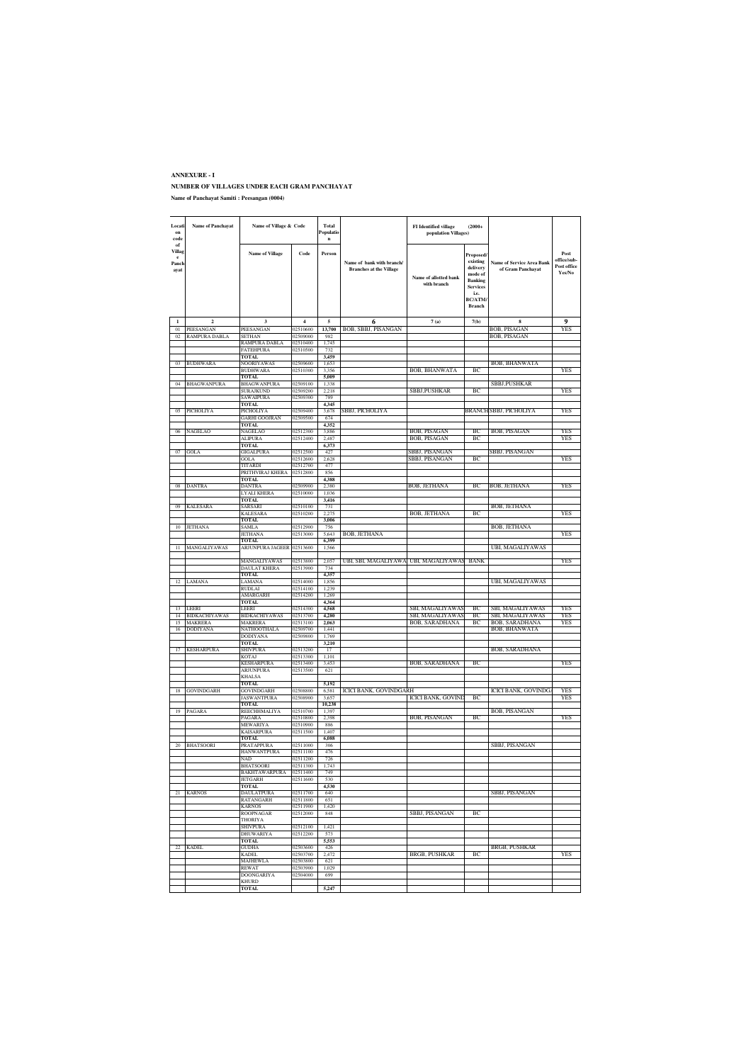**ANNEXURE - I**

**NUMBER OF VILLAGES UNDER EACH GRAM PANCHAYAT**

**Name of Panchayat Samiti : Peesangan (0004)**

| Location code of Village Panchayat | Name of Panchayat | Name of Village & Code | | Total Population | | FI Identified village (2000+ population Villages) | | | |
|---|---|---|---|---|---|---|---|---|---|
| | | Name of Village | Code | Person | Name of bank with branch/ Branches at the Village | Name of allotted bank with branch | Proposed/ existing delivery mode of Banking Services i.e. BC/ATM/ Branch | Name of Service Area Bank of Gram Panchayat | Post office/sub-Post office Yes/No |
| 1 | 2 | 3 | 4 | 5 | 6 | 7 (a) | 7(b) | 8 | 9 |
| 01 | PEESANGAN | PEESANGAN | 02510600 | 13,700 | BOB, SBBJ, PISANGAN | | | BOB, PISAGAN | YES |
| 02 | RAMPURA DABLA | SETHAN | 02509000 | 982 | | | | BOB, PISAGAN | |
| | | RAMPURA DABLA | 02510400 | 1,745 | | | | | |
| | | FATEHPURA | 02510500 | 732 | | | | | |
| | | TOTAL | | 3,459 | | | | | |
| 03 | BUDHWARA | NOORIYAWAS | 02509600 | 1,653 | | | | BOB, BHANWATA | |
| | | BUDHWARA | 02510300 | 3,356 | | BOB, BHANWATA | BC | | YES |
| | | TOTAL | | 5,009 | | | | | |
| 04 | BHAGWANPURA | BHAGWANPURA | 02509100 | 1,338 | | | | SBBJ,PUSHKAR | |
| | | SURAJKUND | 02509200 | 2,218 | | SBBJ,PUSHKAR | BC | | YES |
| | | SAWAIPURA | 02509300 | 789 | | | | | |
| | | TOTAL | | 4,345 | | | | | |
| 05 | PICHOLIYA | PICHOLIYA | 02509400 | 3,678 | SBBJ, PICHOLIYA | | BRANCH | SBBJ, PICHOLIYA | YES |
| | | GARHI GOOJRAN | 02509500 | 674 | | | | | |
| | | TOTAL | | 4,352 | | | | | |
| 06 | NAGELAO | NAGELAO | 02512300 | 3,886 | | BOB, PISAGAN | BC | BOB, PISAGAN | YES |
| | | ALIPURA | 02512400 | 2,487 | | BOB, PISAGAN | BC | | YES |
| | | TOTAL | | 6,373 | | | | | |
| 07 | GOLA | GIGALPURA | 02512500 | 427 | | SBBJ, PISANGAN | | SBBJ, PISANGAN | |
| | | GOLA | 02512600 | 2,628 | | SBBJ, PISANGAN | BC | | YES |
| | | TITARDI | 02512700 | 477 | | | | | |
| | | PRITHVIRAJ KHERA | 02512800 | 856 | | | | | |
| | | TOTAL | | 4,388 | | | | | |
| 08 | DANTRA | DANTRA | 02509900 | 2,380 | | BOB, JETHANA | BC | BOB, JETHANA | YES |
| | | LYALI KHERA | 02510000 | 1,036 | | | | | |
| | | TOTAL | | 3,416 | | | | | |
| 09 | KALESARA | SARSARI | 02510100 | 731 | | | | BOB, JETHANA | |
| | | KALESARA | 02510200 | 2,275 | | BOB, JETHANA | BC | | YES |
| | | TOTAL | | 3,006 | | | | | |
| 10 | JETHANA | SAMLA | 02512900 | 756 | | | | BOB, JETHANA | |
| | | JETHANA | 02513000 | 5,643 | BOB, JETHANA | | | | YES |
| | | TOTAL | | 6,399 | | | | | |
| 11 | MANGALIYAWAS | ARJUNPURA JAGEER | 02513600 | 1,566 | | | | UBI, MAGALIYAWAS | |
| | | MANGALIYAWAS | 02513800 | 2,057 | UBI, SBI, MAGALIYAWAS | UBI, MAGALIYAWAS | BANK | | YES |
| | | DAULAT KHERA | 02513900 | 734 | | | | | |
| | | TOTAL | | 4,357 | | | | | |
| 12 | LAMANA | LAMANA | 02514000 | 1,856 | | | | UBI, MAGALIYAWAS | |
| | | RUDLAI | 02514100 | 1,239 | | | | | |
| | | AMARGARH | 02514200 | 1,269 | | | | | |
| | | TOTAL | | 4,364 | | | | | |
| 13 | LEERI | LEERI | 02514300 | 4,568 | | SBI, MAGALIYAWAS | BC | SBI, MAGALIYAWAS | YES |
| 14 | BIDKACHIYAWAS | BIDKACHIYAWAS | 02513700 | 4,280 | | SBI, MAGALIYAWAS | BC | SBI, MAGALIYAWAS | YES |
| 15 | MAKRERA | MAKRERA | 02513100 | 2,063 | | BOB, SARADHANA | BC | BOB, SARADHANA | YES |
| 16 | DODIYANA | NATHOOTHALA | 02509700 | 1,441 | | | | BOB, BHANWATA | |
| | | DODIYANA | 02509800 | 1,769 | | | | | |
| | | TOTAL | | 3,210 | | | | | |
| 17 | KESHARPURA | SHIVPURA | 02513200 | 17 | | | | BOB, SARADHANA | |
| | | KOTAJ | 02513300 | 1,101 | | | | | |
| | | KESHARPURA | 02513400 | 3,453 | | BOB, SARADHANA | BC | | YES |
| | | ARJUNPURA KHALSA | 02513500 | 621 | | | | | |
| | | TOTAL | | 5,192 | | | | | |
| 18 | GOVINDGARH | GOVINDGARH | 02508800 | 6,581 | ICICI BANK, GOVINDGARH | | | ICICI BANK, GOVINDG/ | YES |
| | | JASWANTPURA | 02508900 | 3,657 | | ICICI BANK, GOVIND | BC | | YES |
| | | TOTAL | | 10,238 | | | | | |
| 19 | PAGARA | REECHHMALIYA | 02510700 | 1,397 | | | | BOB, PISANGAN | |
| | | PAGARA | 02510800 | 2,398 | | BOB, PISANGAN | BC | | YES |
| | | MEWARIYA | 02510900 | 886 | | | | | |
| | | KAISARPURA | 02511500 | 1,407 | | | | | |
| | | TOTAL | | 6,088 | | | | | |
| 20 | BHATSOORI | PRATAPPURA | 02511000 | 306 | | | | SBBJ, PISANGAN | |
| | | HANWANTPURA | 02511100 | 476 | | | | | |
| | | NAD | 02511200 | 726 | | | | | |
| | | BHATSOORI | 02511300 | 1,743 | | | | | |
| | | BAKHTAWARPURA | 02511400 | 749 | | | | | |
| | | JETGARH | 02511600 | 530 | | | | | |
| | | TOTAL | | 4,530 | | | | | |
| 21 | KARNOS | DAULATPURA | 02511700 | 640 | | | | SBBJ, PISANGAN | |
| | | RATANGARH | 02511800 | 651 | | | | | |
| | | KARNOS | 02511900 | 1,420 | | | | | |
| | | ROOPNAGAR THORIYA | 02512000 | 848 | | SBBJ, PISANGAN | BC | | |
| | | SHIVPURA | 02512100 | 1,421 | | | | | |
| | | DHUWARIYA | 02512200 | 573 | | | | | |
| | | TOTAL | | 5,553 | | | | | |
| 22 | KADEL | GUDHA | 02503600 | 426 | | | | BRGB, PUSHKAR | |
| | | KADEL | 02503700 | 2,472 | | BRGB, PUSHKAR | BC | | YES |
| | | MAJHEWLA | 02503800 | 621 | | | | | |
| | | REWAT | 02503900 | 1,029 | | | | | |
| | | DOONGARIYA KHURD | 02504000 | 699 | | | | | |
| | | TOTAL | | 5,247 | | | | | |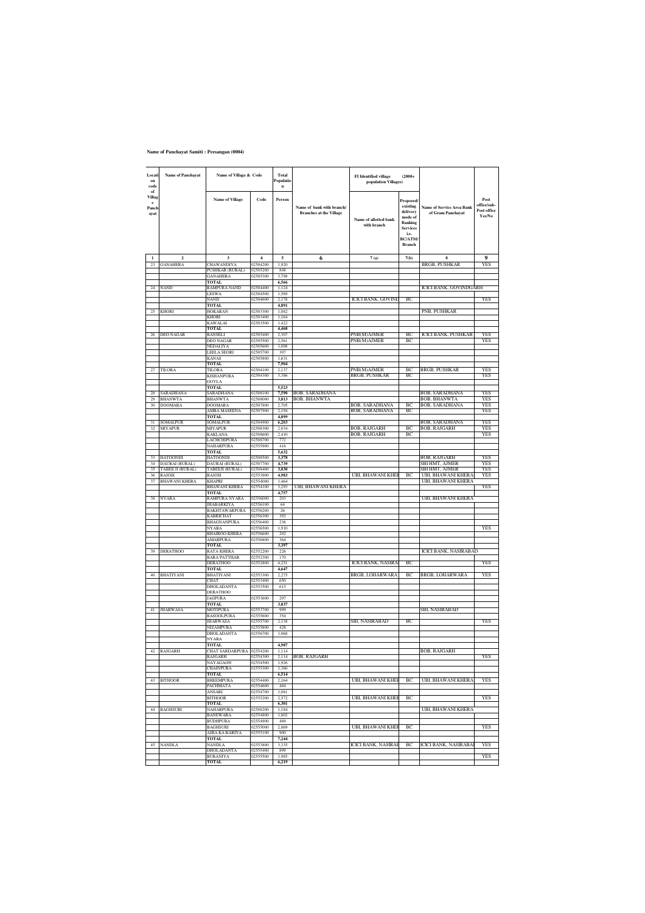**Name of Panchayat Samiti : Peesangan (0004)**

| Location code of Village Panchayat | Name of Panchayat | Name of Village & Code | | Total Population | | FI Identified village (2000+ population Villages) | | | |
|---|---|---|---|---|---|---|---|---|---|
| | | Name of Village | Code | Person | Name of bank with branch/ Branches at the Village | Name of allotted bank with branch | Proposed/ existing delivery mode of Banking Services i.e. BC/ATM/ Branch | Name of Service Area Bank of Gram Panchayat | Post office/sub-Post office Yes/No |
| 1 | 2 | 3 | 4 | 5 | 6 | 7 (a) | 7(b) | 8 | 9 |
| 23 | GANAHERA | CHAWANDIYA | 02504200 | 1,920 | | | | BRGB, PUSHKAR | YES |
| | | PUSHKAR (RURAL) | 02505200 | 848 | | | | | |
| | | GANAHERA | 02505300 | 3,798 | | | | | |
| | | TOTAL | | 6,566 | | | | | |
| 24 | NAND | RAMPURA NAND | 02504400 | 1,124 | | | | ICICI BANK, GOVINDGARH | |
| | | LESWA | 02504500 | 1,589 | | | | | |
| | | NAND | 02504600 | 2,178 | | ICICI BANK, GOVIND | BC | | YES |
| | | TOTAL | | 4,891 | | | | | |
| 25 | KHORI | HOKARAN | 02503300 | 1,882 | | | | PNB, PUSHKAR | |
| | | KHORI | 02503400 | 1,164 | | | | | |
| | | KAWALAI | 02503500 | 1,422 | | | | | |
| | | TOTAL | | 4,468 | | | | | |
| 26 | DEO NAGAR | BANSELI | 02505400 | 2,307 | | PNB(M)AJMER | BC | ICICI BANK, PUSHKAR | YES |
| | | DEO NAGAR | 02505500 | 2,561 | | PNB(M)AJMER | BC | | YES |
| | | NEDALIYA | 02505600 | 1,098 | | | | | |
| | | LEELA SEORI | 02505700 | 307 | | | | | |
| | | KANAS | 02505800 | 1,631 | | | | | |
| | | TOTAL | | 7,904 | | | | | |
| 27 | TILORA | TILORA | 02504100 | 2,137 | | PNB(M)AJMER | BC | BRGB, PUSHKAR | YES |
| | | KISHANPURA | 02504300 | 3,386 | | BRGB, PUSHKAR | BC | | YES |
| | | GOYLA | | | | | | | |
| | | TOTAL | | 5,523 | | | | | |
| 28 | SARADHANA | SARADHANA | 02508100 | 7,590 | BOB, SARADHANA | | | BOB, SARADHANA | YES |
| 29 | BHANWTA | BHANWTA | 02508000 | 3,813 | BOB, BHANWTA | | | BOB, BHANWTA | YES |
| 30 | DOOMARA | DOOMARA | 02507800 | 2,705 | | BOB, SARADHANA | BC | BOB, SARADHANA | YES |
| | | AMBA MASEENA | 02507900 | 2,194 | | BOB, SARADHANA | BC | | YES |
| | | TOTAL | | 4,899 | | | | | |
| 31 | SOMALPUR | SOMALPUR | 02504900 | 6,203 | | | | BOB, SARADHANA | YES |
| 32 | MIYAPUR | MIYAPUR | 02508300 | 2,034 | | BOB, RAJGARH | BC | BOB, RAJGARH | YES |
| | | KAKLANA | 02508600 | 2,410 | | BOB, RAJGARH | BC | | YES |
| | | LACHCHIPURA | 02508700 | 772 | | | | | |
| | | NAHARPURA | 02555900 | 416 | | | | | |
| | | TOTAL | | 5,632 | | | | | |
| 33 | HATOONDI | HATOONDI | 02508500 | 3,378 | | | | BOB, RAJGARH | YES |
| 34 | DAURAI (RURAL) | DAURAI (RURAL) | 02507700 | 4,739 | | | | SBI HMT, AJMER | YES |
| 35 | TABEEJI (RURAL) | TABEEJI (RURAL) | 02508400 | 3,830 | | | | SBI HMT, AJMER | YES |
| 36 | RAJOSI | RAJOSI | 02553900 | 4,983 | | UBI, BHAWANI KHEI | BC | UBI, BHAWANI KHERA | YES |
| 37 | BHAWANI KHERA | KHAPRI | 02554000 | 1,464 | | | | UBI, BHAWANI KHERA | |
| | | BHAWANI KHERA | 02554100 | 3,293 | UBI, BHAWANI KHERA | | | | YES |
| | | TOTAL | | 4,757 | | | | | |
| 38 | NYARA | RAMPURA NYARA | 02556000 | 203 | | | | UBI, BHAWANI KHERA | |
| | | JHABARKIYA | 02556100 | 64 | | | | | |
| | | BAKHTAWARPURA | 02556200 | 26 | | | | | |
| | | KABRICHAT | 02556300 | 392 | | | | | |
| | | BHAGNANPURA | 02556400 | 236 | | | | | |
| | | NYARA | 02556500 | 1,910 | | | | | YES |
| | | BHAIROO KHERA | 02556600 | 202 | | | | | |
| | | AMARPURA | 02556800 | 364 | | | | | |
| | | TOTAL | | 3,397 | | | | | |
| 39 | DERATHOO | RATA KHERA | 02552200 | 226 | | | | ICICI BANK, NASIRABAD | |
| | | BARA PATTHAR | 02552300 | 170 | | | | | |
| | | DERATHOO | 02552800 | 4,251 | | ICICI BANK, NASIRA | BC | | YES |
| | | TOTAL | | 4,647 | | | | | |
| 40 | BHATIYANI | BHATIYANI | 02553300 | 2,275 | | BRGB, LOHARWARA | BC | BRGB, LOHARWARA | YES |
| | | CHAT | 02553400 | 650 | | | | | |
| | | DHOLADANTA | 02553500 | 615 | | | | | |
| | | DERATHOO | | | | | | | |
| | | JAGPURA | 02553600 | 297 | | | | | |
| | | TOTAL | | 3,837 | | | | | |
| 41 | JHARWASA | MOTIPURA | 02553700 | 999 | | | | SBI, NASIRABAD | |
| | | RASOOLPURA | 02555600 | 354 | | | | | |
| | | JHARWASA | 02555700 | 2,138 | | SBI, NASIRABAD | BC | | YES |
| | | NIZAMPURA | 02555800 | 428 | | | | | |
| | | DHOLADANTA | 02556700 | 1,068 | | | | | |
| | | NYARA | | | | | | | |
| | | TOTAL | | 4,987 | | | | | |
| 42 | RAJGARH | CHAT SARDARPURA | 02554200 | 1,114 | | | | BOB, RAJGARH | |
| | | RAJGARH | 02554300 | 2,114 | BOB, RAJGARH | | | | YES |
| | | NAYAGAON | 02554500 | 1,926 | | | | | |
| | | CHAINPURA | 02555300 | 1,360 | | | | | |
| | | TOTAL | | 6,514 | | | | | |
| 43 | BITHOOR | BHEEMPURA | 02554400 | 2,164 | | UBI, BHAWANI KHEI | BC | UBI, BHAWANI KHERA | YES |
| | | PACHMATA | 02554600 | 484 | | | | | |
| | | ANSARI | 02554700 | 1,081 | | | | | |
| | | BITHOOR | 02555200 | 2,572 | | UBI, BHAWANI KHEI | BC | | YES |
| | | TOTAL | | 6,301 | | | | | |
| 44 | BAGHSURI | NAHARPURA | 02508200 | 1,184 | | | | UBI, BHAWANI KHERA | |
| | | BANEWARA | 02554800 | 1,802 | | | | | |
| | | BUDHPURA | 02554900 | 489 | | | | | |
| | | BAGHSURI | 02555000 | 2,869 | | UBI, BHAWANI KHEI | BC | | YES |
| | | AJBA KA BARIYA | 02555100 | 900 | | | | | |
| | | TOTAL | | 7,244 | | | | | |
| 45 | NANDLA | NANDLA | 02553800 | 3,335 | | ICICI BANK, NASIRAI | BC | ICICI BANK, NASIRABAI | YES |
| | | DHOLADANTA | 02555400 | 899 | | | | | |
| | | BUBANIYA | 02555500 | 1,985 | | | | | YES |
| | | TOTAL | | 6,219 | | | | | |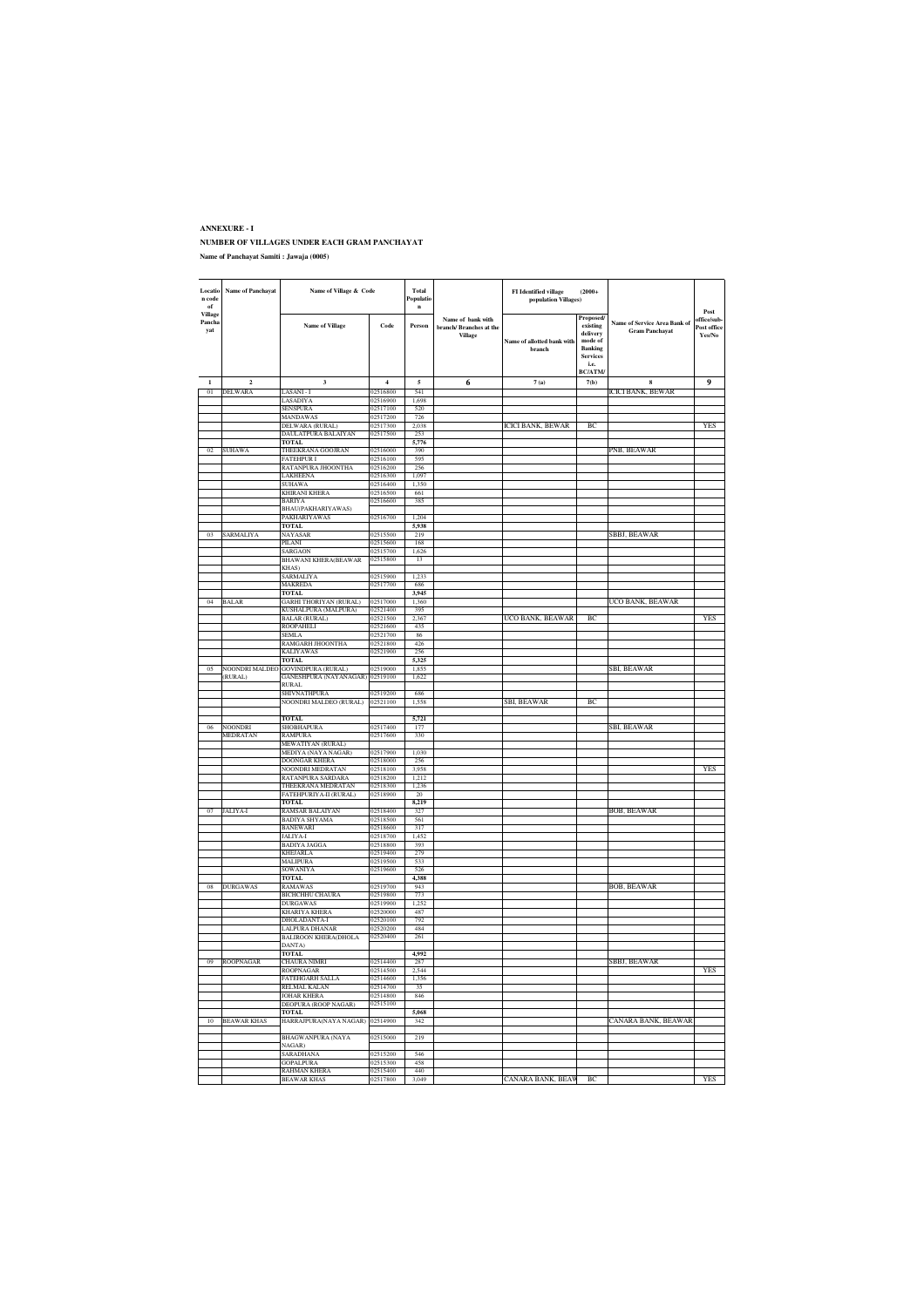**ANNEXURE - I**

**NUMBER OF VILLAGES UNDER EACH GRAM PANCHAYAT**

**Name of Panchayat Samiti : Jawaja (0005)**

| Location code of Village Panchayat | Name of Panchayat | Name of Village & Code | | Total Population | Name of bank with branch/ Branches at the Village | FI Identified village (2000+ population Villages) | | Name of Service Area Bank of Gram Panchayat | Post office/sub-Post office Yes/No |
|---|---|---|---|---|---|---|---|---|---|
| | | Name of Village | Code | Person | | Name of allotted bank with branch | Proposed/ existing delivery mode of Banking Services i.e. BC/ATM/ | | |
| 1 | 2 | 3 | 4 | 5 | 6 | 7 (a) | 7(b) | 8 | 9 |
| 01 | DELWARA | LASANI - I | 02516800 | 541 | | | | ICICI BANK, BEWAR | |
| | | LASADIYA | 02516900 | 1,698 | | | | | |
| | | SENSPURA | 02517100 | 520 | | | | | |
| | | MANDAWAS | 02517200 | 726 | | | | | |
| | | DELWARA (RURAL) | 02517300 | 2,038 | | ICICI BANK, BEWAR | BC | | YES |
| | | DAULATPURA BALAIYAN | 02517500 | 253 | | | | | |
| | | **TOTAL** | | **5,776** | | | | | |
| 02 | SUHAWA | THEEKRANA GOOJRAN | 02516000 | 390 | | | | PNB, BEAWAR | |
| | | FATEHPUR I | 02516100 | 595 | | | | | |
| | | RATANPURA JHOONTHA | 02516200 | 256 | | | | | |
| | | LAKHEENA | 02516300 | 1,097 | | | | | |
| | | SUHAWA | 02516400 | 1,350 | | | | | |
| | | KHIRANI KHERA | 02516500 | 661 | | | | | |
| | | BARIYA BHAU(PAKHARIYAWAS) | 02516600 | 385 | | | | | |
| | | PAKHARIYAWAS | 02516700 | 1,204 | | | | | |
| | | **TOTAL** | | **5,938** | | | | | |
| 03 | SARMALIYA | NAYASAR | 02515500 | 219 | | | | SBBJ, BEAWAR | |
| | | PILANI | 02515600 | 168 | | | | | |
| | | SARGAON | 02515700 | 1,626 | | | | | |
| | | BHAWANI KHERA(BEAWAR KHAS) | 02515800 | 13 | | | | | |
| | | SARMALIYA | 02515900 | 1,233 | | | | | |
| | | MAKREDA | 02517700 | 686 | | | | | |
| | | **TOTAL** | | **3,945** | | | | | |
| 04 | BALAR | GARHI THORIYAN (RURAL) | 02517000 | 1,360 | | | | UCO BANK, BEAWAR | |
| | | KUSHALPURA (MALPURA) | 02521400 | 395 | | | | | |
| | | BALAR (RURAL) | 02521500 | 2,367 | | UCO BANK, BEAWAR | BC | | YES |
| | | ROOPAHELI | 02521600 | 435 | | | | | |
| | | SEMLA | 02521700 | 86 | | | | | |
| | | RAMGARH JHOONTHA | 02521800 | 426 | | | | | |
| | | KALIYAWAS | 02521900 | 256 | | | | | |
| | | **TOTAL** | | **5,325** | | | | | |
| 05 | NOONDRI MALDEO (RURAL) | GOVINDPURA (RURAL) | 02519000 | 1,855 | | | | SBI, BEAWAR | |
| | | GANESHPURA (NAYANAGAR) RURAL | 02519100 | 1,622 | | | | | |
| | | SHIVNATHPURA | 02519200 | 686 | | | | | |
| | | NOONDRI MALDEO (RURAL) | 02521100 | 1,558 | | SBI, BEAWAR | BC | | |
| | | **TOTAL** | | **5,721** | | | | | |
| 06 | NOONDRI MEDRATAN | SHOBHAPURA | 02517400 | 177 | | | | SBI, BEAWAR | |
| | | RAMPURA | 02517600 | 330 | | | | | |
| | | MEWATIYAN (RURAL) | | | | | | | |
| | | MEDIYA (NAYA NAGAR) | 02517900 | 1,030 | | | | | |
| | | DOONGAR KHERA | 02518000 | 256 | | | | | |
| | | NOONDRI MEDRATAN | 02518100 | 3,958 | | | | | YES |
| | | RATANPURA SARDARA | 02518200 | 1,212 | | | | | |
| | | THEEKRANA MEDRATAN | 02518300 | 1,236 | | | | | |
| | | FATEHPURIYA-II (RURAL) | 02518900 | 20 | | | | | |
| | | **TOTAL** | | **8,219** | | | | | |
| 07 | JALIYA-I | RAMSAR BALAIYAN | 02518400 | 327 | | | | BOB, BEAWAR | |
| | | BADIYA SHYAMA | 02518500 | 561 | | | | | |
| | | BANEWARI | 02518600 | 317 | | | | | |
| | | JALIYA-I | 02518700 | 1,452 | | | | | |
| | | BADIYA JAGGA | 02518800 | 393 | | | | | |
| | | KHEJARLA | 02519400 | 279 | | | | | |
| | | MALIPURA | 02519500 | 533 | | | | | |
| | | SOWANIYA | 02519600 | 526 | | | | | |
| | | **TOTAL** | | **4,388** | | | | | |
| 08 | DURGAWAS | RAMAWAS | 02519700 | 943 | | | | BOB, BEAWAR | |
| | | BICHCHHU CHAURA | 02519800 | 773 | | | | | |
| | | DURGAWAS | 02519900 | 1,252 | | | | | |
| | | KHARIYA KHERA | 02520000 | 487 | | | | | |
| | | DHOLADANTA-I | 02520100 | 792 | | | | | |
| | | LALPURA DHANAR | 02520200 | 484 | | | | | |
| | | BALIROON KHERA(DHOLA DANTA) | 02520400 | 261 | | | | | |
| | | **TOTAL** | | **4,992** | | | | | |
| 09 | ROOPNAGAR | CHAURA NIMRI | 02514400 | 287 | | | | SBBJ, BEAWAR | |
| | | ROOPNAGAR | 02514500 | 2,544 | | | | | YES |
| | | FATEHGARH SALLA | 02514600 | 1,356 | | | | | |
| | | RELMAL KALAN | 02514700 | 35 | | | | | |
| | | JOHAR KHERA | 02514800 | 846 | | | | | |
| | | DEOPURA (ROOP NAGAR) | 02515100 | | | | | | |
| | | **TOTAL** | | **5,068** | | | | | |
| 10 | BEAWAR KHAS | HARRAJPURA(NAYA NAGAR) | 02514900 | 342 | | | | CANARA BANK, BEAWAR | |
| | | BHAGWANPURA (NAYA NAGAR) | 02515000 | 219 | | | | | |
| | | SARADHANA | 02515200 | 546 | | | | | |
| | | GOPALPURA | 02515300 | 458 | | | | | |
| | | RAHMAN KHERA | 02515400 | 440 | | | | | |
| | | BEAWAR KHAS | 02517800 | 3,049 | | CANARA BANK, BEAW | BC | | YES |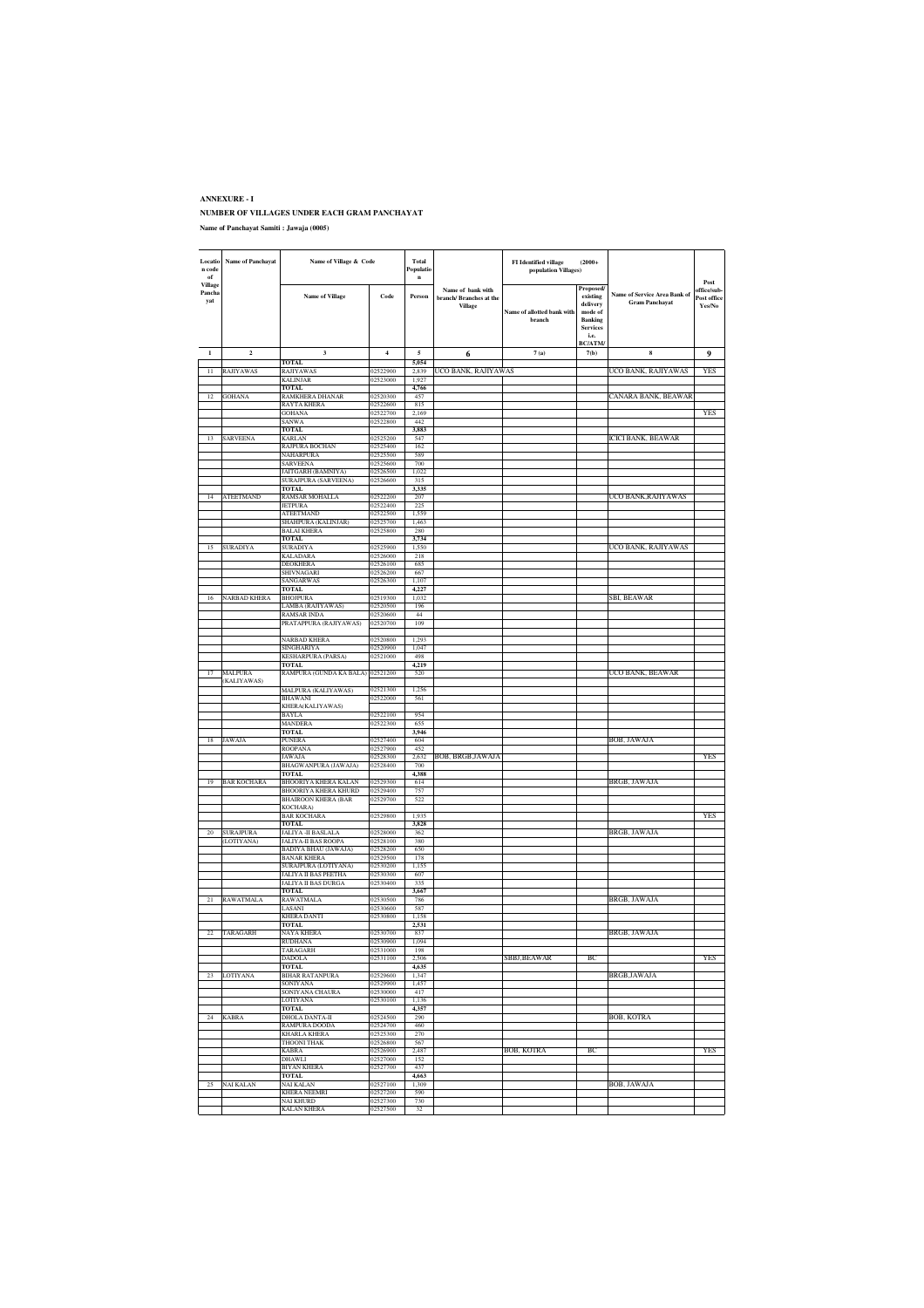**ANNEXURE - I**

**NUMBER OF VILLAGES UNDER EACH GRAM PANCHAYAT**

**Name of Panchayat Samiti : Jawaja (0005)**

| Location code of Village Panchayat | Name of Panchayat | Name of Village & Code | | Total Population | Name of bank with branch/ Branches at the Village | FI Identified village (2000+ population Villages) | | Name of Service Area Bank of Gram Panchayat | Post office/sub-Post office Yes/No |
|---|---|---|---|---|---|---|---|---|---|
| | | Name of Village | Code | Person | | Name of allotted bank with branch | Proposed/ existing delivery mode of Banking Services i.e. BC/ATM/ | | |
| 1 | 2 | 3 | 4 | 5 | 6 | 7 (a) | 7(b) | 8 | 9 |
| | | TOTAL | | 5,054 | | | | | |
| 11 | RAJIYAWAS | RAJIYAWAS | 02522900 | 2,839 | UCO BANK, RAJIYAWAS | | | UCO BANK, RAJIYAWAS | YES |
| | | KALINJAR | 02523000 | 1,927 | | | | | |
| | | TOTAL | | 4,766 | | | | | |
| 12 | GOHANA | RAMKHERA DHANAR | 02520300 | 457 | | | | CANARA BANK, BEAWAR | |
| | | RAYTA KHERA | 02522600 | 815 | | | | | |
| | | GOHANA | 02522700 | 2,169 | | | | | YES |
| | | SANWA | 02522800 | 442 | | | | | |
| | | TOTAL | | 3,883 | | | | | |
| 13 | SARVEENA | KARLAN | 02525200 | 547 | | | | ICICI BANK, BEAWAR | |
| | | RAJPURA BOCHAN | 02525400 | 162 | | | | | |
| | | NAHARPURA | 02525500 | 589 | | | | | |
| | | SARVEENA | 02525600 | 700 | | | | | |
| | | JAITGARH (BAMNIYA) | 02526500 | 1,022 | | | | | |
| | | SURAJPURA (SARVEENA) | 02526600 | 315 | | | | | |
| | | TOTAL | | 3,335 | | | | | |
| 14 | ATEETMAND | RAMSAR MOHALLA | 02522200 | 207 | | | | UCO BANK,RAJIYAWAS | |
| | | JETPURA | 02522400 | 225 | | | | | |
| | | ATEETMAND | 02522500 | 1,559 | | | | | |
| | | SHAHPURA (KALINJAR) | 02525700 | 1,463 | | | | | |
| | | BALAI KHERA | 02525800 | 280 | | | | | |
| | | TOTAL | | 3,734 | | | | | |
| 15 | SURADIYA | SURADIYA | 02525900 | 1,550 | | | | UCO BANK, RAJIYAWAS | |
| | | KALADARA | 02526000 | 218 | | | | | |
| | | DEOKHERA | 02526100 | 685 | | | | | |
| | | SHIVNAGARI | 02526200 | 667 | | | | | |
| | | SANGARWAS | 02526300 | 1,107 | | | | | |
| | | TOTAL | | 4,227 | | | | | |
| 16 | NARBAD KHERA | BHOJPURA | 02519300 | 1,032 | | | | SBI, BEAWAR | |
| | | LAMBA (RAJIYAWAS) | 02520500 | 196 | | | | | |
| | | RAMSAR INDA | 02520600 | 44 | | | | | |
| | | PRATAPPURA (RAJIYAWAS) | 02520700 | 109 | | | | | |
| | | NARBAD KHERA | 02520800 | 1,293 | | | | | |
| | | SINGHARIYA | 02520900 | 1,047 | | | | | |
| | | KESHARPURA (PARSA) | 02521000 | 498 | | | | | |
| | | TOTAL | | 4,219 | | | | | |
| 17 | MALPURA (KALIYAWAS) | RAMPURA (GUNDA KA BALA) | 02521200 | 520 | | | | UCO BANK, BEAWAR | |
| | | MALPURA (KALIYAWAS) | 02521300 | 1,256 | | | | | |
| | | BHAWANI KHERA(KALIYAWAS) | 02522000 | 561 | | | | | |
| | | BAYLA | 02522100 | 954 | | | | | |
| | | MANDERA | 02522300 | 655 | | | | | |
| | | TOTAL | | 3,946 | | | | | |
| 18 | JAWAJA | PUNERA | 02527400 | 604 | | | | BOB, JAWAJA | |
| | | ROOPANA | 02527900 | 452 | | | | | |
| | | JAWAJA | 02528300 | 2,632 | BOB, BRGB,JAWAJA | | | | YES |
| | | BHAGWANPURA (JAWAJA) | 02528400 | 700 | | | | | |
| | | TOTAL | | 4,388 | | | | | |
| 19 | BAR KOCHARA | BHOORIYA KHERA KALAN | 02529300 | 614 | | | | BRGB, JAWAJA | |
| | | BHOORIYA KHERA KHURD | 02529400 | 757 | | | | | |
| | | BHAIROON KHERA (BAR KOCHARA) | 02529700 | 522 | | | | | |
| | | BAR KOCHARA | 02529800 | 1,935 | | | | | YES |
| | | TOTAL | | 3,828 | | | | | |
| 20 | SURAJPURA (LOTIYANA) | JALIYA -II BASLALA | 02528000 | 362 | | | | BRGB, JAWAJA | |
| | | JALIYA-II BAS ROOPA | 02528100 | 380 | | | | | |
| | | BADIYA BHAU (JAWAJA) | 02528200 | 650 | | | | | |
| | | BANAR KHERA | 02529500 | 178 | | | | | |
| | | SURAJPURA (LOTIYANA) | 02530200 | 1,155 | | | | | |
| | | JALIYA II BAS PEETHA | 02530300 | 607 | | | | | |
| | | JALIYA II BAS DURGA | 02530400 | 335 | | | | | |
| | | TOTAL | | 3,667 | | | | | |
| 21 | RAWATMALA | RAWATMALA | 02530500 | 786 | | | | BRGB, JAWAJA | |
| | | LASANI | 02530600 | 587 | | | | | |
| | | KHERA DANTI | 02530800 | 1,158 | | | | | |
| | | TOTAL | | 2,531 | | | | | |
| 22 | TARAGARH | NAYA KHERA | 02530700 | 837 | | | | BRGB, JAWAJA | |
| | | RUDHANA | 02530900 | 1,094 | | | | | |
| | | TARAGARH | 02531000 | 198 | | | | | |
| | | DADOLA | 02531100 | 2,506 | | SBBJ,BEAWAR | BC | | YES |
| | | TOTAL | | 4,635 | | | | | |
| 23 | LOTIYANA | BIHAR RATANPURA | 02529600 | 1,347 | | | | BRGB,JAWAJA | |
| | | SONIYANA | 02529900 | 1,457 | | | | | |
| | | SONIYANA CHAURA | 02530000 | 417 | | | | | |
| | | LOTIYANA | 02530100 | 1,136 | | | | | |
| | | TOTAL | | 4,357 | | | | | |
| 24 | KABRA | DHOLA DANTA-II | 02524500 | 290 | | | | BOB, KOTRA | |
| | | RAMPURA DOODA | 02524700 | 460 | | | | | |
| | | KHARLA KHERA | 02525300 | 270 | | | | | |
| | | THOONI THAK | 02526800 | 567 | | | | | |
| | | KABRA | 02526900 | 2,487 | | BOB, KOTRA | BC | | YES |
| | | DHAWLI | 02527000 | 152 | | | | | |
| | | BIYAN KHERA | 02527700 | 437 | | | | | |
| | | TOTAL | | 4,663 | | | | | |
| 25 | NAI KALAN | NAI KALAN | 02527100 | 1,309 | | | | BOB, JAWAJA | |
| | | KHERA NEEMRI | 02527200 | 590 | | | | | |
| | | NAI KHURD | 02527300 | 730 | | | | | |
| | | KALAN KHERA | 02527500 | 32 | | | | | |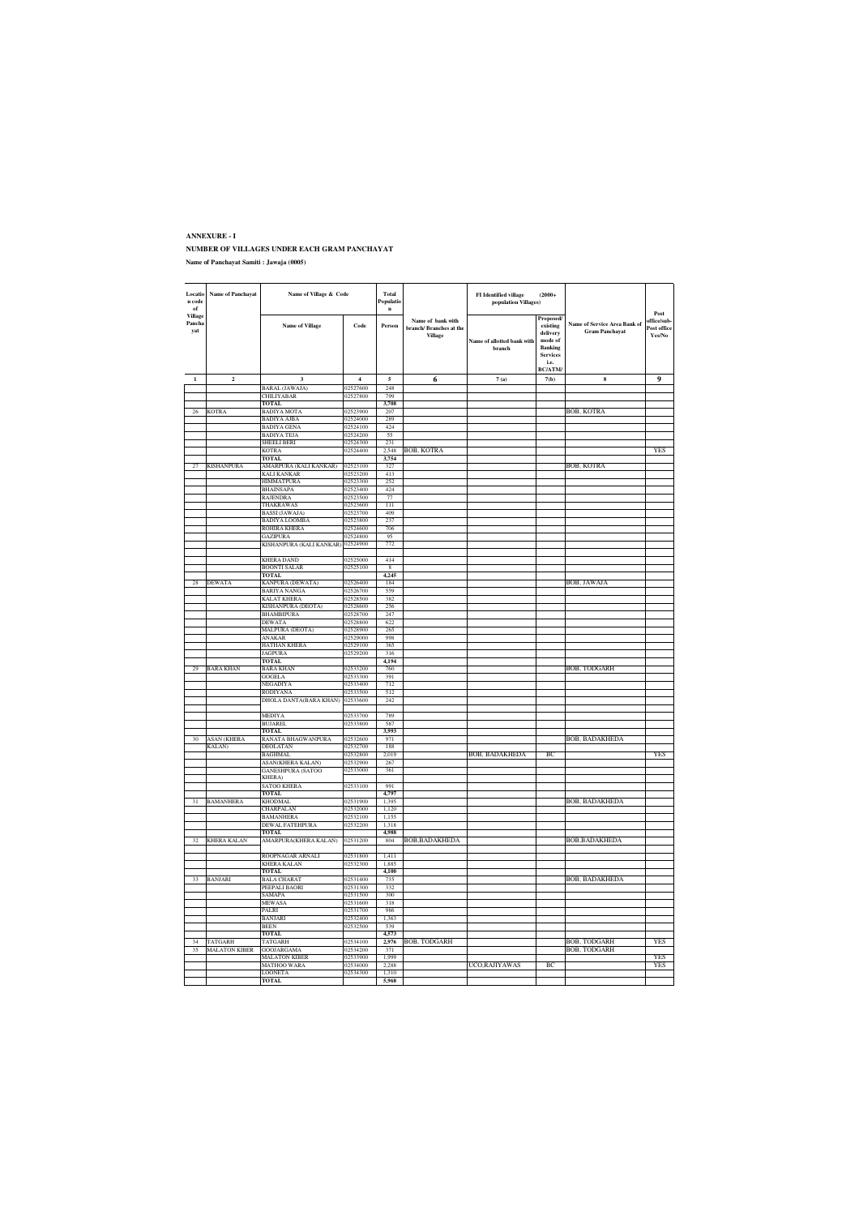**ANNEXURE - I**

**NUMBER OF VILLAGES UNDER EACH GRAM PANCHAYAT**

**Name of Panchayat Samiti : Jawaja (0005)**

| Location code of Village Panchayat | Name of Panchayat | Name of Village & Code | | Total Population | Name of bank with branch/ Branches at the Village | FI Identified village (2000+ population Villages) | | Name of Service Area Bank of Gram Panchayat | Post office/sub-Post office Yes/No |
|---|---|---|---|---|---|---|---|---|---|
| | | Name of Village | Code | Person | | Name of allotted bank with branch | Proposed/ existing delivery mode of Banking Services i.e. BC/ATM/ | | |
| 1 | 2 | 3 | 4 | 5 | 6 | 7 (a) | 7(b) | 8 | 9 |
| | | BARAL (JAWAJA) | 02527600 | 248 | | | | | |
| | | CHILIYABAR | 02527800 | 799 | | | | | |
| | | TOTAL | | 3,708 | | | | | |
| 26 | KOTRA | BADIYA MOTA | 02523900 | 207 | | | | BOB, KOTRA | |
| | | BADIYA AJBA | 02524000 | 289 | | | | | |
| | | BADIYA GENA | 02524100 | 424 | | | | | |
| | | BADIYA TEJA | 02524200 | 55 | | | | | |
| | | SHEELI BERI | 02524300 | 231 | | | | | |
| | | KOTRA | 02524400 | 2,548 | BOB, KOTRA | | | | YES |
| | | TOTAL | | 3,754 | | | | | |
| 27 | KISHANPURA | AMARPURA (KALI KANKAR) | 02523100 | 327 | | | | BOB, KOTRA | |
| | | KALI KANKAR | 02523200 | 413 | | | | | |
| | | HIMMATPURA | 02523300 | 252 | | | | | |
| | | BHAINSAPA | 02523400 | 424 | | | | | |
| | | RAJENDRA | 02523500 | 77 | | | | | |
| | | THAKRAWAS | 02523600 | 111 | | | | | |
| | | BASSI (JAWAJA) | 02523700 | 409 | | | | | |
| | | BADIYA LOOMBA | 02523800 | 237 | | | | | |
| | | ROHIRA KHERA | 02524600 | 706 | | | | | |
| | | GAZIPURA | 02524800 | 95 | | | | | |
| | | KISHANPURA (KALI KANKAR) | 02524900 | 772 | | | | | |
| | | KHERA DAND | 02525000 | 414 | | | | | |
| | | BOONTI SALAR | 02525100 | 8 | | | | | |
| | | TOTAL | | 4,245 | | | | | |
| 28 | DEWATA | KANPURA (DEWATA) | 02526400 | 184 | | | | BOB, JAWAJA | |
| | | BARIYA NANGA | 02526700 | 559 | | | | | |
| | | KALAT KHERA | 02528500 | 382 | | | | | |
| | | KISHANPURA (DEOTA) | 02528600 | 256 | | | | | |
| | | BHAMBIPURA | 02528700 | 247 | | | | | |
| | | DEWATA | 02528800 | 622 | | | | | |
| | | MALPURA (DEOTA) | 02528900 | 265 | | | | | |
| | | ANAKAR | 02529000 | 998 | | | | | |
| | | HATHAN KHERA | 02529100 | 365 | | | | | |
| | | JAGPURA | 02529200 | 316 | | | | | |
| | | TOTAL | | 4,194 | | | | | |
| 29 | BARA KHAN | BARA KHAN | 02533200 | 760 | | | | BOB, TODGARH | |
| | | GOGELA | 02533300 | 391 | | | | | |
| | | NEGADIYA | 02533400 | 712 | | | | | |
| | | RODIYANA | 02533500 | 512 | | | | | |
| | | DHOLA DANTA(BARA KHAN) | 02533600 | 242 | | | | | |
| | | MEDIYA | 02533700 | 789 | | | | | |
| | | BUJAREL | 02533800 | 587 | | | | | |
| | | TOTAL | | 3,993 | | | | | |
| 30 | ASAN (KHERA KALAN) | RANATA BHAGWANPURA | 02532600 | 971 | | | | BOB, BADAKHEDA | |
| | | DEOLATAN | 02532700 | 188 | | | | | |
| | | BAGHMAL | 02532800 | 2,019 | | BOB, BADAKHEDA | BC | | YES |
| | | ASAN(KHERA KALAN) | 02532900 | 267 | | | | | |
| | | GANESHPURA (SATOO KHERA) | 02533000 | 361 | | | | | |
| | | SATOO KHERA | 02533100 | 991 | | | | | |
| | | TOTAL | | 4,797 | | | | | |
| 31 | BAMANHERA | KHODMAL | 02531900 | 1,395 | | | | BOB, BADAKHEDA | |
| | | CHARPALAN | 02532000 | 1,120 | | | | | |
| | | BAMANHERA | 02532100 | 1,155 | | | | | |
| | | DEWAL FATEHPURA | 02532200 | 1,318 | | | | | |
| | | TOTAL | | 4,988 | | | | | |
| 32 | KHERA KALAN | AMARPURA(KHERA KALAN) | 02531200 | 804 | BOB,BADAKHEDA | | | BOB,BADAKHEDA | |
| | | ROOPNAGAR ARNALI | 02531800 | 1,411 | | | | | |
| | | KHERA KALAN | 02532300 | 1,885 | | | | | |
| | | TOTAL | | 4,100 | | | | | |
| 33 | BANJARI | BALA CHARAT | 02531400 | 735 | | | | BOB, BADAKHEDA | |
| | | PEEPALI BAORI | 02531300 | 332 | | | | | |
| | | SAMAPA | 02531500 | 300 | | | | | |
| | | MEWASA | 02531600 | 318 | | | | | |
| | | PALRI | 02531700 | 986 | | | | | |
| | | BANJARI | 02532400 | 1,363 | | | | | |
| | | BEEN | 02532500 | 539 | | | | | |
| | | TOTAL | | 4,573 | | | | | |
| 34 | TATGARH | TATGARH | 02534100 | 2,976 | BOB, TODGARH | | | BOB, TODGARH | YES |
| 35 | MALATON KIBER | GOOJARGAMA | 02534200 | 371 | | | | BOB, TODGARH | |
| | | MALATON KIBER | 02533900 | 1,999 | | | | | YES |
| | | MATHOO WARA | 02534000 | 2,288 | | UCO,RAJIYAWAS | BC | | YES |
| | | LOONETA | 02534300 | 1,310 | | | | | |
| | | TOTAL | | 5,968 | | | | | |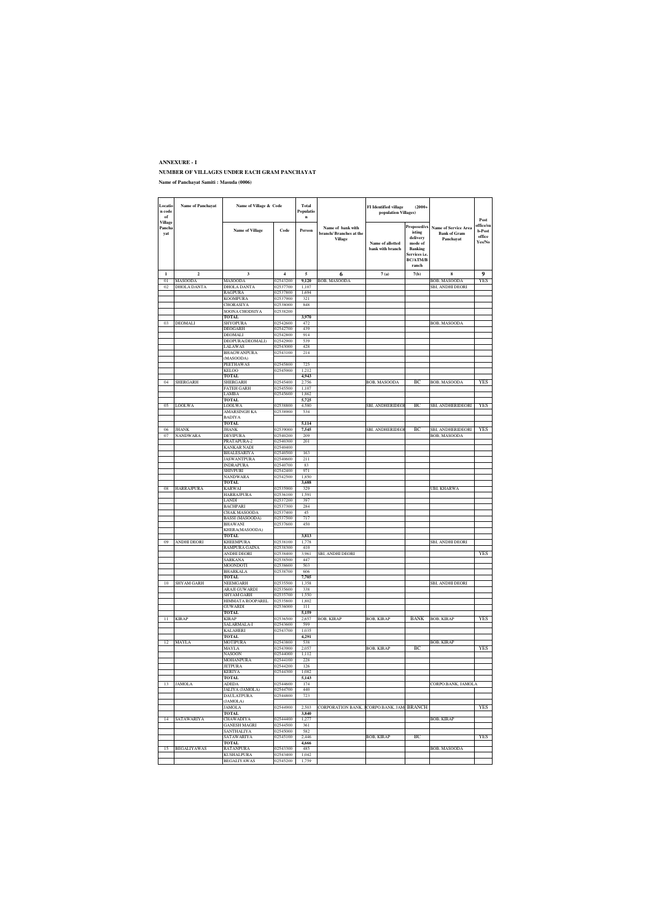**ANNEXURE - I**

**NUMBER OF VILLAGES UNDER EACH GRAM PANCHAYAT**

**Name of Panchayat Samiti : Masuda (0006)**

| Location code of Village Panchayat | Name of Panchayat | Name of Village & Code | | Total Population | | FI Identified village (2000+ population Villages) | | | |
|---|---|---|---|---|---|---|---|---|---|
| | | Name of Village | Code | Person | Name of bank with branch/ Branches at the Village | Name of allotted bank with branch | Proposed/existing delivery mode of Banking Services i.e. BC/ATM/Branch | Name of Service Area Bank of Gram Panchayat | Post office/sub-Post office Yes/No |
| 1 | 2 | 3 | 4 | 5 | 6 | 7 (a) | 7(b) | 8 | 9 |
| 01 | MASOODA | MASOODA | 02543200 | 9,120 | BOB, MASOODA | | | BOB, MASOODA | YES |
| 02 | DHOLA DANTA | DHOLA DANTA | 02537700 | 1,107 | | | | SBI, ANDHI DEORI | |
| | | RAGPURA | 02537800 | 1,694 | | | | | |
| | | KOOMPURA | 02537900 | 321 | | | | | |
| | | CHORASIYA | 02538000 | 848 | | | | | |
| | | SOONA CHODSIYA | 02538200 | | | | | | |
| | | TOTAL | | 3,970 | | | | | |
| 03 | DEOMALI | SHYOPURA | 02542600 | 472 | | | | BOB, MASOODA | |
| | | DEOGARH | 02542700 | 439 | | | | | |
| | | DEOMALI | 02542800 | 914 | | | | | |
| | | DEOPURA(DEOMALI) | 02542900 | 539 | | | | | |
| | | LALAWAS | 02543000 | 428 | | | | | |
| | | BHAGWANPURA (MASOODA) | 02543100 | 214 | | | | | |
| | | PEETHAWAS | 02545800 | 725 | | | | | |
| | | KELOO | 02545900 | 1,212 | | | | | |
| | | TOTAL | | 4,943 | | | | | |
| 04 | SHERGARH | SHERGARH | 02545400 | 2,756 | | BOB, MASOODA | BC | BOB, MASOODA | YES |
| | | FATEH GARH | 02545500 | 1,107 | | | | | |
| | | LAMBA | 02545600 | 1,862 | | | | | |
| | | TOTAL | | 5,725 | | | | | |
| 05 | LOOLWA | LOOLWA | 02538800 | 4,580 | | SBI, ANDHERIDEORI | BC | SBI, ANDHERIDEORI | YES |
| | | AMARSINGH KA BADIYA | 02538900 | 534 | | | | | |
| | | TOTAL | | 5,114 | | | | | |
| 06 | JHANK | JHANK | 02539000 | 7,545 | | SBI, ANDHERIDEORI | BC | SBI, ANDHERIDEORI | YES |
| 07 | NANDWARA | DEVIPURA | 02540200 | 209 | | | | BOB, MASOODA | |
| | | PRATAPURA-2 | 02540300 | 201 | | | | | |
| | | KANKAR NADI | 02540400 | | | | | | |
| | | BHALESARIYA | 02540500 | 163 | | | | | |
| | | JASWANTPURA | 02540600 | 211 | | | | | |
| | | INDRAPURA | 02540700 | 83 | | | | | |
| | | SHIVPURI | 02542400 | 971 | | | | | |
| | | NANDWARA | 02542500 | 1,850 | | | | | |
| | | TOTAL | | 3,688 | | | | | |
| 08 | HARRAJPURA | KARWAI | 02535900 | 529 | | | | UBI, KHARWA | |
| | | HARRAJPURA | 02536100 | 1,591 | | | | | |
| | | LANDI | 02537200 | 397 | | | | | |
| | | BACHPARI | 02537300 | 284 | | | | | |
| | | CHAK MASOODA | 02537400 | 45 | | | | | |
| | | BASSI (MASOODA) | 02537500 | 717 | | | | | |
| | | BHAWANI KHERA(MASOODA) | 02537600 | 450 | | | | | |
| | | TOTAL | | 3,813 | | | | | |
| 09 | ANDHI DEORI | KHEEMPURA | 02538100 | 1,778 | | | | SBI, ANDHI DEORI | |
| | | RAMPURA GAINA | 02538300 | 410 | | | | | |
| | | ANDHI DEORI | 02538400 | 3,961 | SBI, ANDHI DEORI | | | | YES |
| | | SARKANA | 02538500 | 447 | | | | | |
| | | MOONDOTI | 02538600 | 503 | | | | | |
| | | BHARKALA | 02538700 | 606 | | | | | |
| | | TOTAL | | 7,705 | | | | | |
| 10 | SHYAM GARH | NEEMGARH | 02535500 | 1,358 | | | | SBI, ANDHI DEORI | |
| | | ARAJI GUWARDI | 02535600 | 338 | | | | | |
| | | SHYAM GARH | 02535700 | 1,550 | | | | | |
| | | HIMMATA ROOPAREL | 02535800 | 1,802 | | | | | |
| | | GUWARDI | 02536000 | 111 | | | | | |
| | | TOTAL | | 5,159 | | | | | |
| 11 | KIRAP | KIRAP | 02536500 | 2,657 | BOB, KIRAP | BOB, KIRAP | BANK | BOB, KIRAP | YES |
| | | SALARMALA-I | 02543600 | 599 | | | | | |
| | | KALAHERI | 02543700 | 1,035 | | | | | |
| | | TOTAL | | 4,291 | | | | | |
| 12 | MAYLA | MOTIPURA | 02543800 | 518 | | | | BOB, KIRAP | |
| | | MAYLA | 02543900 | 2,057 | | BOB, KIRAP | BC | | YES |
| | | NASOON | 02544000 | 1,112 | | | | | |
| | | MOHANPURA | 02544100 | 228 | | | | | |
| | | JETPURA | 02544200 | 126 | | | | | |
| | | KERIYA | 02544300 | 1,082 | | | | | |
| | | TOTAL | | 5,143 | | | | | |
| 13 | JAMOLA | ADEDA | 02544600 | 174 | | | | CORPO.BANK, JAMOLA | |
| | | JALIYA (JAMOLA) | 02544700 | 440 | | | | | |
| | | DAULATPURA (JAMOLA) | 02544800 | 723 | | | | | |
| | | JAMOLA | 02544900 | 2,503 | CORPORATION BANK, J | CORPO.BANK, JAM | BRANCH | | YES |
| | | TOTAL | | 3,840 | | | | | |
| 14 | SATAWARIYA | CHAWADIYA | 02544400 | 1,277 | | | | BOB, KIRAP | |
| | | GANESH MAGRI | 02544500 | 361 | | | | | |
| | | SANTHALIYA | 02545000 | 582 | | | | | |
| | | SATAWARIYA | 02545100 | 2,446 | | BOB, KIRAP | BC | | YES |
| | | TOTAL | | 4,666 | | | | | |
| 15 | BEGALIYAWAS | RATANPURA | 02543300 | 465 | | | | BOB, MASOODA | |
| | | KUSHALPURA | 02543400 | 1,042 | | | | | |
| | | BEGALIYAWAS | 02545200 | 1,759 | | | | | |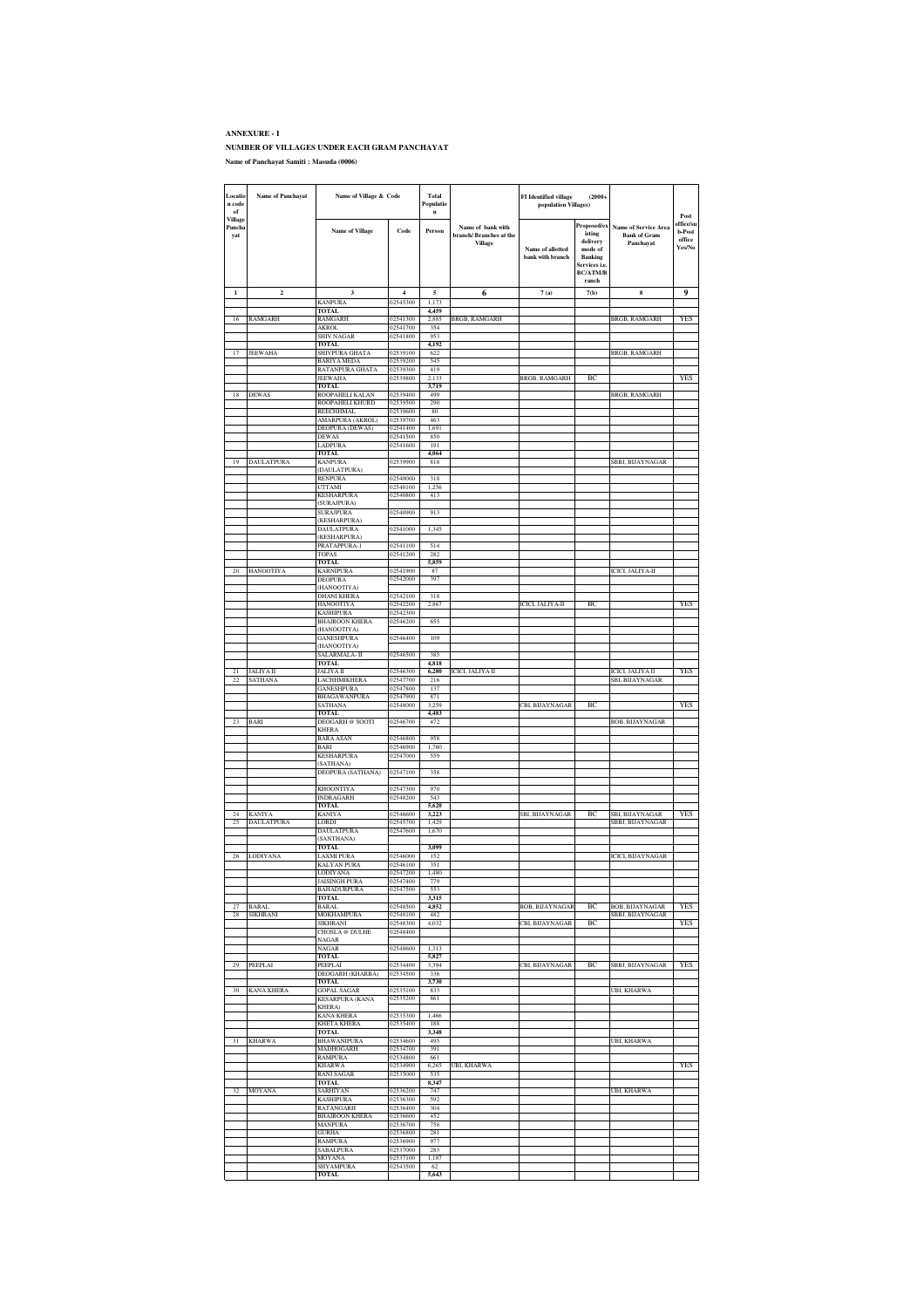**ANNEXURE - I**

**NUMBER OF VILLAGES UNDER EACH GRAM PANCHAYAT**

**Name of Panchayat Samiti : Masuda (0006)**

| Location code of Village Panchayat | Name of Panchayat | Name of Village & Code | | Total Population | | FI Identified village (2000+ population Villages) | | | Post office/sub-Post office Yes/No |
|---|---|---|---|---|---|---|---|---|---|
| | | Name of Village | Code | Person | Name of bank with branch/ Branches at the Village | Name of allotted bank with branch | Proposed/existing delivery mode of Banking Services i.e. BC/ATM/Branch | Name of Service Area Bank of Gram Panchayat | |
| 1 | 2 | 3 | 4 | 5 | 6 | 7(a) | 7(b) | 8 | 9 |
| | | KANPURA | 02545300 | 1,173 | | | | | |
| | | TOTAL | | 4,459 | | | | | |
| 16 | RAMGARH | RAMGARH | 02541300 | 2,885 | BRGB, RAMGARH | | | BRGB, RAMGARH | YES |
| | | AKROL | 02541700 | 354 | | | | | |
| | | SHIV NAGAR | 02541800 | 953 | | | | | |
| | | TOTAL | | 4,192 | | | | | |
| 17 | JEEWAHA | SHIVPURA GHATA | 02539100 | 622 | | | | BRGB, RAMGARH | |
| | | BARIYA MEDA | 02539200 | 545 | | | | | |
| | | RATANPURA GHATA | 02539300 | 419 | | | | | |
| | | JEEWAHA | 02539800 | 2,133 | | BRGB, RAMGARH | BC | | YES |
| | | TOTAL | | 3,719 | | | | | |
| 18 | DEWAS | ROOPAHELI KALAN | 02539400 | 499 | | | | BRGB, RAMGARH | |
| | | ROOPAHELI KHURD | 02539500 | 290 | | | | | |
| | | REECHHMAL | 02539600 | 80 | | | | | |
| | | AMARPURA (AKROL) | 02539700 | 463 | | | | | |
| | | DEOPURA (DEWAS) | 02541400 | 1,691 | | | | | |
| | | DEWAS | 02541500 | 850 | | | | | |
| | | LADPURA | 02541600 | 191 | | | | | |
| | | TOTAL | | 4,064 | | | | | |
| 19 | DAULATPURA | KANPURA (DAULATPURA) | 02539900 | 818 | | | | SBBJ, BIJAYNAGAR | |
| | | RENPURA | 02540000 | 318 | | | | | |
| | | UTTAMI | 02540100 | 1,256 | | | | | |
| | | KESHARPURA (SURAJPURA) | 02540800 | 413 | | | | | |
| | | SURAJPURA (KESHARPURA) | 02540900 | 913 | | | | | |
| | | DAULATPURA (KESHARPURA) | 02541000 | 1,345 | | | | | |
| | | PRATAPPURA-1 | 02541100 | 514 | | | | | |
| | | TOPAS | 02541200 | 282 | | | | | |
| | | TOTAL | | 5,859 | | | | | |
| 20 | HANOOTIYA | KARNIPURA | 02541900 | 87 | | | | ICICI, JALIYA-II | |
| | | DEOPURA (HANOOTIYA) | 02542000 | 397 | | | | | |
| | | DHANI KHERA | 02542100 | 318 | | | | | |
| | | HANOOTIYA | 02542200 | 2,867 | | ICICI, JALIYA-II | BC | | YES |
| | | KASHIPURA | 02542300 | | | | | | |
| | | BHAIROON KHERA (HANOOTIYA) | 02546200 | 655 | | | | | |
| | | GANESHPURA (HANOOTIYA) | 02546400 | 109 | | | | | |
| | | SALARMALA- II | 02546500 | 385 | | | | | |
| | | TOTAL | | 4,818 | | | | | |
| 21 | JALIYA II | JALIYA II | 02546300 | 6,280 | ICICI, JALIYA II | | | ICICI, JALIYA II | YES |
| 22 | SATHANA | LACHHMIKHERA | 02547700 | 216 | | | | SBI, BIJAYNAGAR | |
| | | GANESHPURA | 02547800 | 137 | | | | | |
| | | BHAGAWANPURA | 02547900 | 871 | | | | | |
| | | SATHANA | 02548000 | 3,259 | | CBI, BIJAYNAGAR | BC | | YES |
| | | TOTAL | | 4,483 | | | | | |
| 23 | BARI | DEOGARH @ SOOTI KHERA | 02546700 | 472 | | | | BOB, BIJAYNAGAR | |
| | | BARA ASAN | 02546800 | 958 | | | | | |
| | | BARI | 02546900 | 1,760 | | | | | |
| | | KESHARPURA (SATHANA) | 02547000 | 559 | | | | | |
| | | DEOPURA (SATHANA) | 02547100 | 358 | | | | | |
| | | KHOONTIYA | 02547300 | 970 | | | | | |
| | | INDRAGARH | 02548200 | 543 | | | | | |
| | | TOTAL | | 5,620 | | | | | |
| 24 | KANIYA | KANIYA | 02546600 | 3,223 | | SBI, BIJAYNAGAR | BC | SBI, BIJAYNAGAR | YES |
| 25 | DAULATPURA | LORDI | 02545700 | 1,429 | | | | SBBJ, BIJAYNAGAR | |
| | | DAULATPURA (SANTHANA) | 02547600 | 1,670 | | | | | |
| | | TOTAL | | 3,099 | | | | | |
| 26 | LODIYANA | LAXMI PURA | 02546000 | 152 | | | | ICICI, BIJAYNAGAR | |
| | | KALYAN PURA | 02546100 | 351 | | | | | |
| | | LODIYANA | 02547200 | 1,480 | | | | | |
| | | JAISINGH PURA | 02547400 | 779 | | | | | |
| | | BAHADURPURA | 02547500 | 553 | | | | | |
| | | TOTAL | | 3,315 | | | | | |
| 27 | BARAL | BARAL | 02548500 | 4,852 | | BOB, BIJAYNAGAR | BC | BOB, BIJAYNAGAR | YES |
| 28 | SIKHRANI | MOKHAMPURA | 02548100 | 482 | | | | SBBJ, BIJAYNAGAR | |
| | | SIKHRANI | 02548300 | 4,032 | | CBI, BIJAYNAGAR | BC | | YES |
| | | CHOSLA @ DULHE NAGAR | 02548400 | | | | | | |
| | | NAGAR | 02548600 | 1,313 | | | | | |
| | | TOTAL | | 5,827 | | | | | |
| 29 | PEEPLAI | PEEPLAI | 02534400 | 3,394 | | CBI, BIJAYNAGAR | BC | SBBJ, BIJAYNAGAR | YES |
| | | DEOGARH (KHARBA) | 02534500 | 336 | | | | | |
| | | TOTAL | | 3,730 | | | | | |
| 30 | KANA KHERA | GOPAL SAGAR | 02535100 | 833 | | | | UBI, KHARWA | |
| | | KESARPURA (KANA KHERA) | 02535200 | 861 | | | | | |
| | | KANA KHERA | 02535300 | 1,466 | | | | | |
| | | KHETA KHERA | 02535400 | 188 | | | | | |
| | | TOTAL | | 3,348 | | | | | |
| 31 | KHARWA | BHAWANIPURA | 02534600 | 495 | | | | UBI, KHARWA | |
| | | MADHOGARH | 02534700 | 391 | | | | | |
| | | RAMPURA | 02534800 | 661 | | | | | |
| | | KHARWA | 02534900 | 6,265 | UBI, KHARWA | | | | YES |
| | | RANI SAGAR | 02535000 | 535 | | | | | |
| | | TOTAL | | 8,347 | | | | | |
| 32 | MOYANA | SARHIYAN | 02536200 | 747 | | | | UBI, KHARWA | |
| | | KASHIPURA | 02536300 | 592 | | | | | |
| | | RATANGARH | 02536400 | 304 | | | | | |
| | | BHAIROON KHERA | 02536600 | 452 | | | | | |
| | | MANPURA | 02536700 | 758 | | | | | |
| | | GURHA | 02536800 | 281 | | | | | |
| | | RAMPURA | 02536900 | 977 | | | | | |
| | | SABALPURA | 02537000 | 283 | | | | | |
| | | MOYANA | 02537100 | 1,187 | | | | | |
| | | SHYAMPURA | 02543500 | 62 | | | | | |
| | | TOTAL | | 5,643 | | | | | |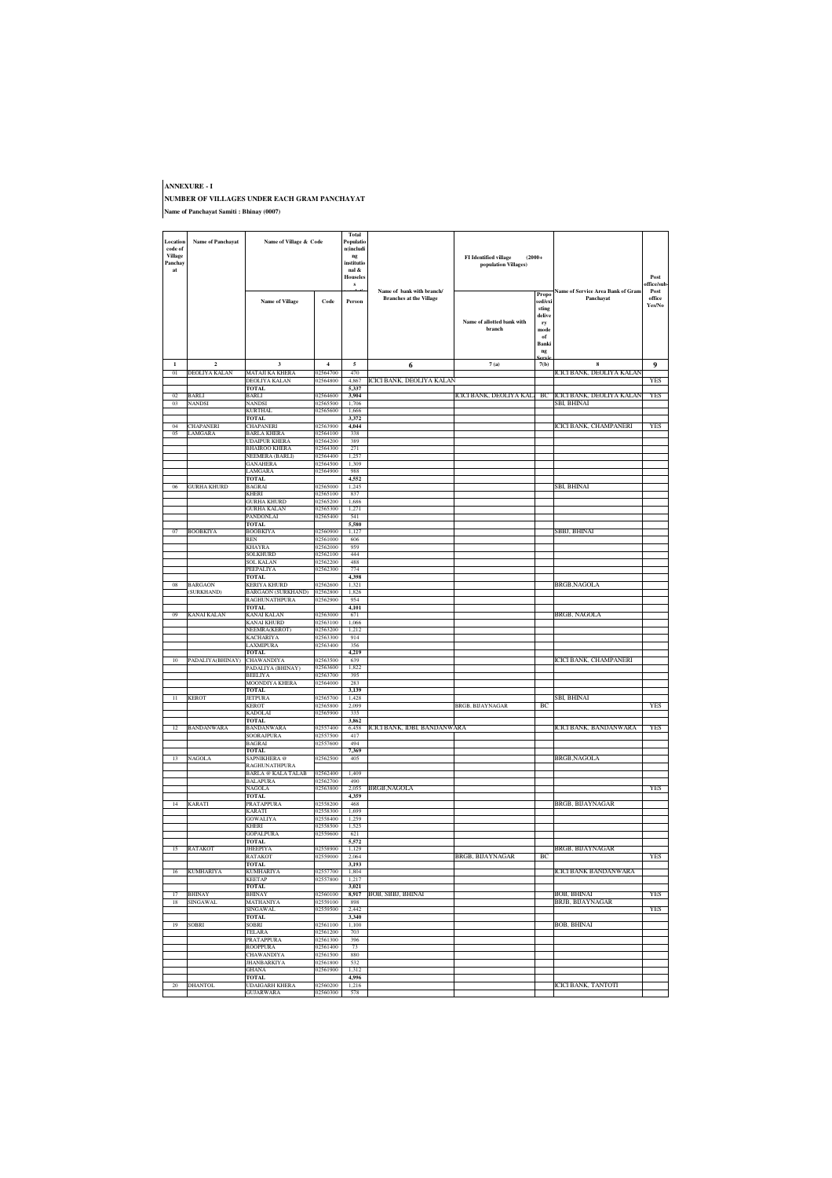**ANNEXURE - I**

**NUMBER OF VILLAGES UNDER EACH GRAM PANCHAYAT**

**Name of Panchayat Samiti : Bhinay (0007)**

| Location code of Village Panchayat | Name of Panchayat | Name of Village & Code | | Total Population including institutional & Houseless population | Name of bank with branch/ Branches at the Village | FI Identified village (2000+ population Villages) | | Name of Service Area Bank of Gram Panchayat | Post office/sub-Post office Yes/No |
|---|---|---|---|---|---|---|---|---|---|
| | | Name of Village | Code | Person | | Name of allotted bank with branch | Proposed/existing delivery mode of Banking Services | | |
| 1 | 2 | 3 | 4 | 5 | 6 | 7 (a) | 7(b) | 8 | 9 |
| 01 | DEOLIYA KALAN | MATAJI KA KHERA | 02564700 | 470 | | | | ICICI BANK, DEOLIYA KALAN | |
| | | DEOLIYA KALAN | 02564800 | 4,867 | ICICI BANK, DEOLIYA KALAN | | | | YES |
| | | TOTAL | | 5,337 | | | | | |
| 02 | BARLI | BARLI | 02564600 | 3,904 | | ICICI BANK, DEOLIYA KAL | BC | ICICI BANK, DEOLIYA KALAN | YES |
| 03 | NANDSI | NANDSI | 02565500 | 1,706 | | | | SBI, BHINAI | |
| | | KURTHAL | 02565600 | 1,666 | | | | | |
| | | TOTAL | | 3,372 | | | | | |
| 04 | CHAPANERI | CHAPANERI | 02563900 | 4,044 | | | | ICICI BANK, CHAMPANERI | YES |
| 05 | LAMGARA | BARLA KHERA | 02564100 | 338 | | | | | |
| | | UDAIPUR KHERA | 02564200 | 389 | | | | | |
| | | BHAIROO KHERA | 02564300 | 271 | | | | | |
| | | NEEMERA (BARLI) | 02564400 | 1,257 | | | | | |
| | | GANAHERA | 02564500 | 1,309 | | | | | |
| | | LAMGARA | 02564900 | 988 | | | | | |
| | | TOTAL | | 4,552 | | | | | |
| 06 | GURHA KHURD | BAGRAI | 02565000 | 1,245 | | | | SBI, BHINAI | |
| | | KHERI | 02565100 | 837 | | | | | |
| | | GURHA KHURD | 02565200 | 1,686 | | | | | |
| | | GURHA KALAN | 02565300 | 1,271 | | | | | |
| | | PANDONLAI | 02565400 | 541 | | | | | |
| | | TOTAL | | 5,580 | | | | | |
| 07 | BOOBKIYA | BOOBKIYA | 02560900 | 1,127 | | | | SBBJ, BHINAI | |
| | | REN | 02561000 | 606 | | | | | |
| | | KHAYRA | 02562000 | 959 | | | | | |
| | | SOLKHURD | 02562100 | 444 | | | | | |
| | | SOL KALAN | 02562200 | 488 | | | | | |
| | | PEEPALIYA | 02562300 | 774 | | | | | |
| | | TOTAL | | 4,398 | | | | | |
| 08 | BARGAON (SURKHAND) | KERIYA KHURD | 02562600 | 1,321 | | | | BRGB,NAGOLA | |
| | | BARGAON (SURKHAND) | 02562800 | 1,826 | | | | | |
| | | RAGHUNATHPURA | 02562900 | 954 | | | | | |
| | | TOTAL | | 4,101 | | | | | |
| 09 | KANAI KALAN | KANAI KALAN | 02563000 | 671 | | | | BRGB, NAGOLA | |
| | | KANAI KHURD | 02563100 | 1,066 | | | | | |
| | | NEEMRA(KEROT) | 02563200 | 1,212 | | | | | |
| | | KACHARIYA | 02563300 | 914 | | | | | |
| | | LAXMIPURA | 02563400 | 356 | | | | | |
| | | TOTAL | | 4,219 | | | | | |
| 10 | PADALIYA(BHINAY) | CHAWANDIYA | 02563500 | 639 | | | | ICICI BANK, CHAMPANERI | |
| | | PADALIYA (BHINAY) | 02563600 | 1,822 | | | | | |
| | | BEELIYA | 02563700 | 395 | | | | | |
| | | MOONDIYA KHERA | 02564000 | 283 | | | | | |
| | | TOTAL | | 3,139 | | | | | |
| 11 | KEROT | JETPURA | 02565700 | 1,428 | | | | SBI, BHINAI | |
| | | KEROT | 02565800 | 2,099 | | BRGB, BIJAYNAGAR | BC | | YES |
| | | KADOLAI | 02565900 | 335 | | | | | |
| | | TOTAL | | 3,862 | | | | | |
| 12 | BANDANWARA | BANDANWARA | 02557400 | 6,458 | ICICI BANK, IDBI, BANDANWARA | | | ICICI BANK, BANDANWARA | YES |
| | | SOORAJPURA | 02557500 | 417 | | | | | |
| | | BAGRAI | 02557600 | 494 | | | | | |
| | | TOTAL | | 7,369 | | | | | |
| 13 | NAGOLA | SAPNIKHERA @ RAGHUNATHPURA | 02562500 | 405 | | | | BRGB,NAGOLA | |
| | | BARLA @ KALA TALAB | 02562400 | 1,409 | | | | | |
| | | BALAPURA | 02562700 | 490 | | | | | |
| | | NAGOLA | 02563800 | 2,055 | BRGB,NAGOLA | | | | YES |
| | | TOTAL | | 4,359 | | | | | |
| 14 | KARATI | PRATAPPURA | 02558200 | 468 | | | | BRGB, BIJAYNAGAR | |
| | | KARATI | 02558300 | 1,699 | | | | | |
| | | GOWALIYA | 02558400 | 1,259 | | | | | |
| | | KHERI | 02558500 | 1,525 | | | | | |
| | | GOPALPURA | 02559600 | 621 | | | | | |
| | | TOTAL | | 5,572 | | | | | |
| 15 | RATAKOT | JHEEPIYA | 02558900 | 1,129 | | | | BRGB, BIJAYNAGAR | |
| | | RATAKOT | 02559000 | 2,064 | | BRGB, BIJAYNAGAR | BC | | YES |
| | | TOTAL | | 3,193 | | | | | |
| 16 | KUMHARIYA | KUMHARIYA | 02557700 | 1,804 | | | | ICICI BANK BANDANWARA | |
| | | KEETAP | 02557800 | 1,217 | | | | | |
| | | TOTAL | | 3,021 | | | | | |
| 17 | BHINAY | BHINAY | 02560100 | 8,917 | BOB, SBBJ, BHINAI | | | BOB, BHINAI | YES |
| 18 | SINGAWAL | MATHANIYA | 02559100 | 898 | | | | BRJB, BIJAYNAGAR | |
| | | SINGAWAL | 02559500 | 2,442 | | | | | YES |
| | | TOTAL | | 3,340 | | | | | |
| 19 | SOBRI | SOBRI | 02561100 | 1,100 | | | | BOB, BHINAI | |
| | | TELARA | 02561200 | 703 | | | | | |
| | | PRATAPPURA | 02561300 | 396 | | | | | |
| | | ROOPPURA | 02561400 | 73 | | | | | |
| | | CHAWANDIYA | 02561500 | 880 | | | | | |
| | | JHANBARKIYA | 02561800 | 532 | | | | | |
| | | GHANA | 02561900 | 1,312 | | | | | |
| | | TOTAL | | 4,996 | | | | | |
| 20 | DHANTOL | UDAIGARH KHERA | 02560200 | 1,216 | | | | ICICI BANK, TANTOTI | |
| | | GUJARWARA | 02560300 | 578 | | | | | |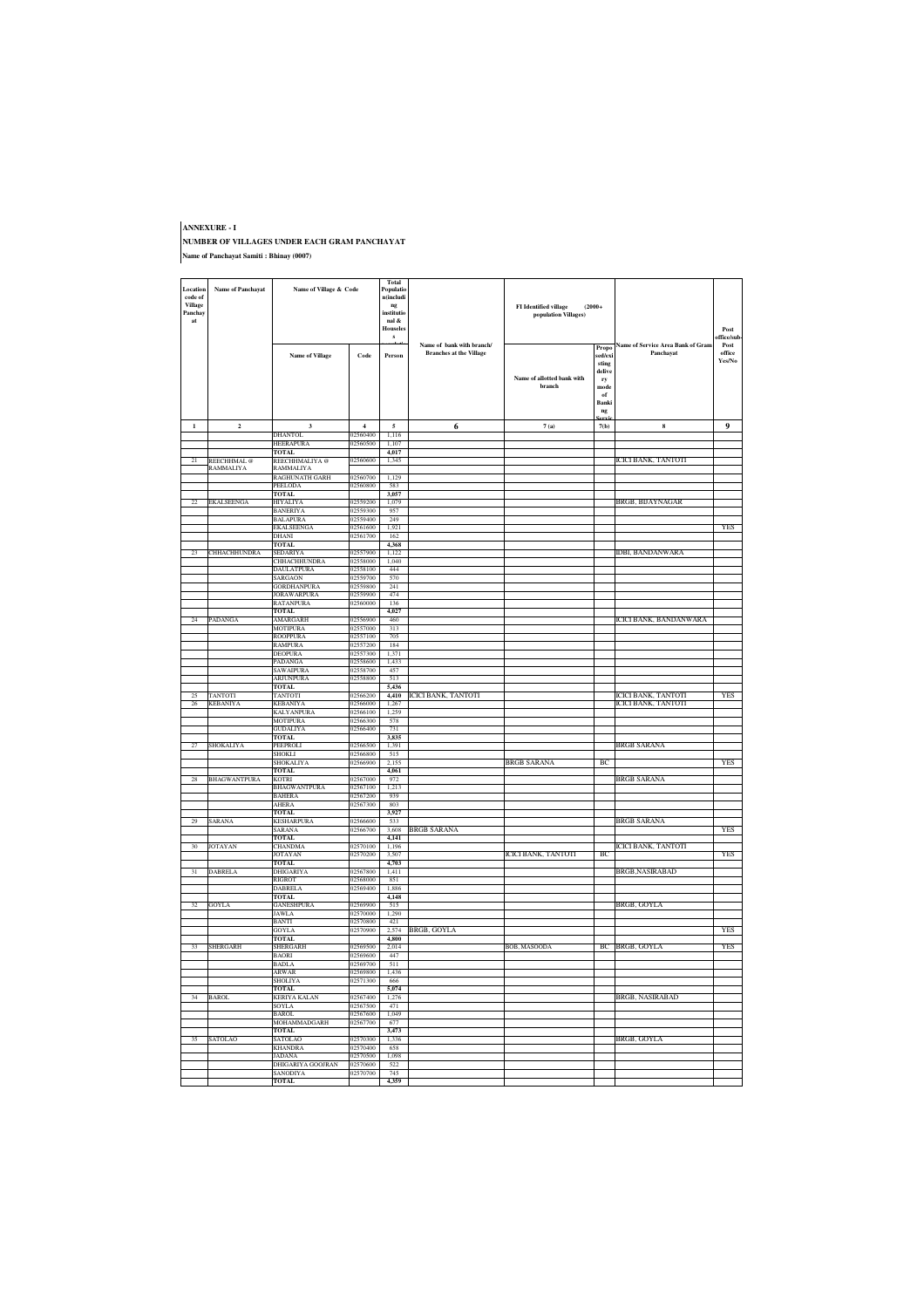**ANNEXURE - I**

**NUMBER OF VILLAGES UNDER EACH GRAM PANCHAYAT**

**Name of Panchayat Samiti : Bhinay (0007)**

| Location code of Village Panchayat | Name of Panchayat | Name of Village & Code | | Total Population(including institutional & Houseless population) | Name of bank with branch/ Branches at the Village | FI Identified village (2000+ population Villages) | | Name of Service Area Bank of Gram Panchayat | Post office/sub-Post office Yes/No |
|---|---|---|---|---|---|---|---|---|---|
| | | Name of Village | Code | Person | | Name of allotted bank with branch | Proposed/existing delivery mode of Banking Services | | |
| 1 | 2 | 3 | 4 | 5 | 6 | 7 (a) | 7(b) | 8 | 9 |
| | | DHANTOL | 02560400 | 1,116 | | | | | |
| | | HEERAPURA | 02560500 | 1,107 | | | | | |
| | | TOTAL | | 4,017 | | | | | |
| 21 | REECHHMAL @ RAMMALIYA | REECHHMALIYA @ RAMMALIYA | 02560600 | 1,345 | | | | ICICI BANK, TANTOTI | |
| | | RAGHUNATH GARH | 02560700 | 1,129 | | | | | |
| | | PEELODA | 02560800 | 583 | | | | | |
| | | TOTAL | | 3,057 | | | | | |
| 22 | EKALSEENGA | HIYALIYA | 02559200 | 1,079 | | | | BRGB, BIJAYNAGAR | |
| | | BANERIYA | 02559300 | 957 | | | | | |
| | | BALAPURA | 02559400 | 249 | | | | | |
| | | EKALSEENGA | 02561600 | 1,921 | | | | | YES |
| | | DHANI | 02561700 | 162 | | | | | |
| | | TOTAL | | 4,368 | | | | | |
| 23 | CHHACHHUNDRA | SEDARIYA | 02557900 | 1,122 | | | | IDBI, BANDANWARA | |
| | | CHHACHHUNDRA | 02558000 | 1,040 | | | | | |
| | | DAULATPURA | 02558100 | 444 | | | | | |
| | | SARGAON | 02559700 | 570 | | | | | |
| | | GORDHANPURA | 02559800 | 241 | | | | | |
| | | JORAWARPURA | 02559900 | 474 | | | | | |
| | | RATANPURA | 02560000 | 136 | | | | | |
| | | TOTAL | | 4,027 | | | | | |
| 24 | PADANGA | AMARGARH | 02556900 | 460 | | | | ICICI BANK, BANDANWARA | |
| | | MOTIPURA | 02557000 | 313 | | | | | |
| | | ROOPPURA | 02557100 | 705 | | | | | |
| | | RAMPURA | 02557200 | 184 | | | | | |
| | | DEOPURA | 02557300 | 1,371 | | | | | |
| | | PADANGA | 02558600 | 1,433 | | | | | |
| | | SAWAIPURA | 02558700 | 457 | | | | | |
| | | ARJUNPURA | 02558800 | 513 | | | | | |
| | | TOTAL | | 5,436 | | | | | |
| 25 | TANTOTI | TANTOTI | 02566200 | 4,410 | ICICI BANK, TANTOTI | | | ICICI BANK, TANTOTI | YES |
| 26 | KEBANIYA | KEBANIYA | 02566000 | 1,267 | | | | ICICI BANK, TANTOTI | |
| | | KALYANPURA | 02566100 | 1,259 | | | | | |
| | | MOTIPURA | 02566300 | 578 | | | | | |
| | | GUDALIYA | 02566400 | 731 | | | | | |
| | | TOTAL | | 3,835 | | | | | |
| 27 | SHOKALIYA | PEEPROLI | 02566500 | 1,391 | | | | BRGB SARANA | |
| | | SHOKLI | 02566800 | 515 | | | | | |
| | | SHOKALIYA | 02566900 | 2,155 | | BRGB SARANA | BC | | YES |
| | | TOTAL | | 4,061 | | | | | |
| 28 | BHAGWANTPURA | KOTRI | 02567000 | 972 | | | | BRGB SARANA | |
| | | BHAGWANTPURA | 02567100 | 1,213 | | | | | |
| | | BAHERA | 02567200 | 939 | | | | | |
| | | AHERA | 02567300 | 803 | | | | | |
| | | TOTAL | | 3,927 | | | | | |
| 29 | SARANA | KESHARPURA | 02566600 | 533 | | | | BRGB SARANA | |
| | | SARANA | 02566700 | 3,608 | BRGB SARANA | | | | YES |
| | | TOTAL | | 4,141 | | | | | |
| 30 | JOTAYAN | CHANDMA | 02570100 | 1,196 | | | | ICICI BANK, TANTOTI | |
| | | JOTAYAN | 02570200 | 3,507 | | ICICI BANK, TANTOTI | BC | | YES |
| | | TOTAL | | 4,703 | | | | | |
| 31 | DABRELA | DHIGARIYA | 02567800 | 1,411 | | | | BRGB,NASIRABAD | |
| | | RIGROT | 02568000 | 851 | | | | | |
| | | DABRELA | 02569400 | 1,886 | | | | | |
| | | TOTAL | | 4,148 | | | | | |
| 32 | GOYLA | GANESHPURA | 02569900 | 515 | | | | BRGB, GOYLA | |
| | | JAWLA | 02570000 | 1,290 | | | | | |
| | | BANTI | 02570800 | 421 | | | | | |
| | | GOYLA | 02570900 | 2,574 | BRGB, GOYLA | | | | YES |
| | | TOTAL | | 4,800 | | | | | |
| 33 | SHERGARH | SHERGARH | 02569500 | 2,014 | | BOB, MASOODA | BC | BRGB, GOYLA | YES |
| | | BAORI | 02569600 | 447 | | | | | |
| | | BADLA | 02569700 | 511 | | | | | |
| | | ARWAR | 02569800 | 1,436 | | | | | |
| | | SHOLIYA | 02571300 | 666 | | | | | |
| | | TOTAL | | 5,074 | | | | | |
| 34 | BAROL | KERIYA KALAN | 02567400 | 1,276 | | | | BRGB, NASIRABAD | |
| | | SOYLA | 02567500 | 471 | | | | | |
| | | BAROL | 02567600 | 1,049 | | | | | |
| | | MOHAMMADGARH | 02567700 | 677 | | | | | |
| | | TOTAL | | 3,473 | | | | | |
| 35 | SATOLAO | SATOLAO | 02570300 | 1,336 | | | | BRGB, GOYLA | |
| | | KHANDRA | 02570400 | 658 | | | | | |
| | | JADANA | 02570500 | 1,098 | | | | | |
| | | DHIGARIYA GOOJRAN | 02570600 | 522 | | | | | |
| | | SANODIYA | 02570700 | 745 | | | | | |
| | | TOTAL | | 4,359 | | | | | |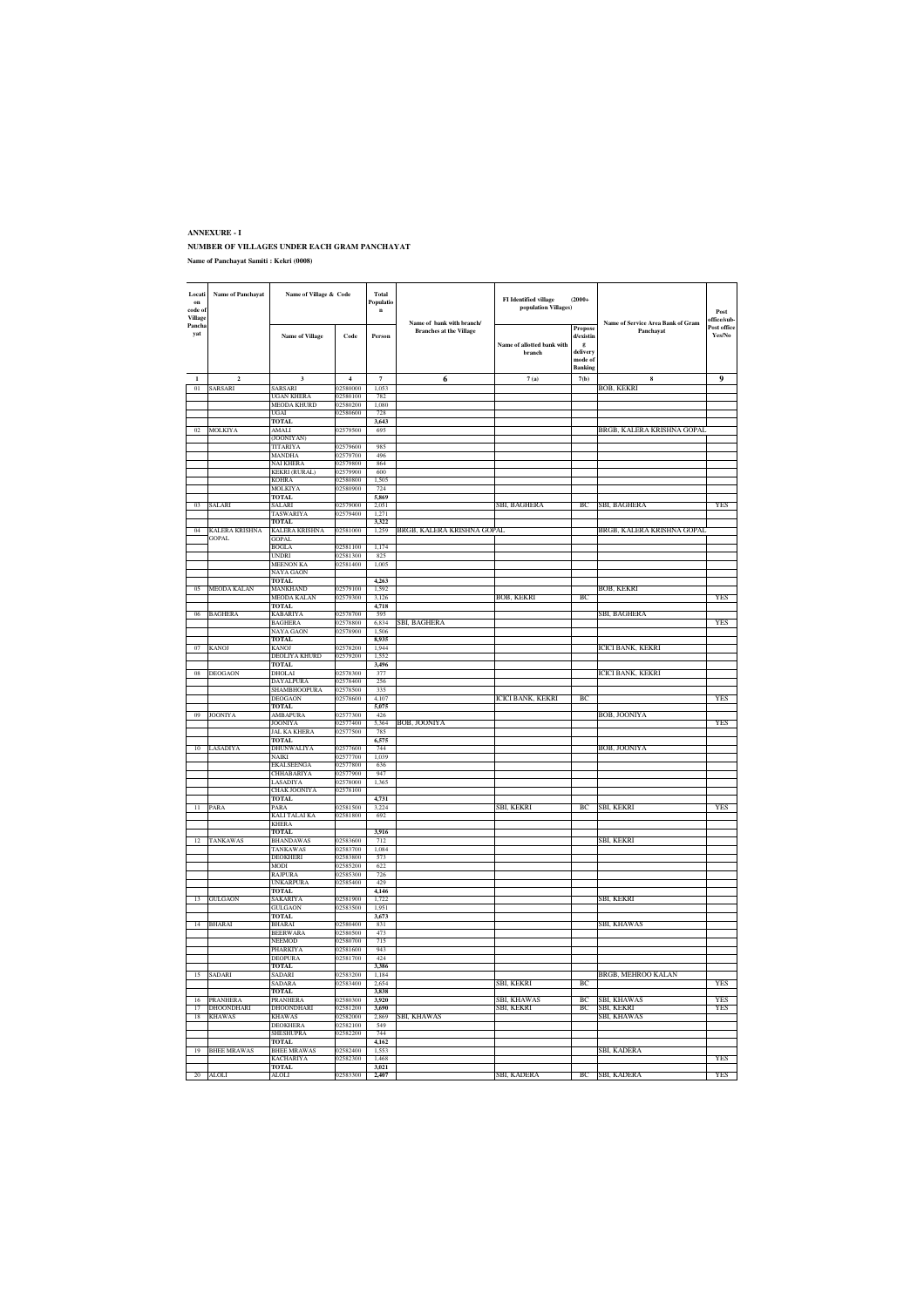**ANNEXURE - I**

**NUMBER OF VILLAGES UNDER EACH GRAM PANCHAYAT**

**Name of Panchayat Samiti : Kekri (0008)**

| Location code of Village Panchayat | Name of Panchayat | Name of Village & Code | | Total Population | Name of bank with branch/ Branches at the Village | FI Identified village (2000+ population Villages) | | Name of Service Area Bank of Gram Panchayat | Post office/sub-Post office Yes/No |
|---|---|---|---|---|---|---|---|---|---|
| | | Name of Village | Code | Person | | Name of allotted bank with branch | Proposed/existing delivery mode of Banking | | |
| 1 | 2 | 3 | 4 | 7 | 6 | 7 (a) | 7(b) | 8 | 9 |
| 01 | SARSARI | SARSARI | 02580000 | 1,053 | | | | BOB, KEKRI | |
| | | UGAN KHERA | 02580100 | 782 | | | | | |
| | | MEODA KHURD | 02580200 | 1,080 | | | | | |
| | | UGAI | 02580600 | 728 | | | | | |
| | | TOTAL | | 3,643 | | | | | |
| 02 | MOLKIYA | AMALI (JOONIYAN) | 02579500 | 695 | | | | BRGB, KALERA KRISHNA GOPAL | |
| | | TITARIYA | 02579600 | 985 | | | | | |
| | | MANDHA | 02579700 | 496 | | | | | |
| | | NAI KHERA | 02579800 | 864 | | | | | |
| | | KEKRI (RURAL) | 02579900 | 600 | | | | | |
| | | KOHRA | 02580800 | 1,505 | | | | | |
| | | MOLKIYA | 02580900 | 724 | | | | | |
| | | TOTAL | | 5,869 | | | | | |
| 03 | SALARI | SALARI | 02579000 | 2,051 | | SBI, BAGHERA | BC | SBI, BAGHERA | YES |
| | | TASWARIYA | 02579400 | 1,271 | | | | | |
| | | TOTAL | | 3,322 | | | | | |
| 04 | KALERA KRISHNA GOPAL | KALERA KRISHNA GOPAL | 02581000 | 1,259 | BRGB, KALERA KRISHNA GOPAL | | | BRGB, KALERA KRISHNA GOPAL | |
| | | BOGLA | 02581100 | 1,174 | | | | | |
| | | UNDRI | 02581300 | 825 | | | | | |
| | | MEENON KA NAYA GAON | 02581400 | 1,005 | | | | | |
| | | TOTAL | | 4,263 | | | | | |
| 05 | MEODA KALAN | MANKHAND | 02579100 | 1,592 | | | | BOB, KEKRI | |
| | | MEODA KALAN | 02579300 | 3,126 | | BOB, KEKRI | BC | | YES |
| | | TOTAL | | 4,718 | | | | | |
| 06 | BAGHERA | KABARIYA | 02578700 | 595 | | | | SBI, BAGHERA | |
| | | BAGHERA | 02578800 | 6,834 | SBI, BAGHERA | | | | YES |
| | | NAYA GAON | 02578900 | 1,506 | | | | | |
| | | TOTAL | | 8,935 | | | | | |
| 07 | KANOJ | KANOJ | 02578200 | 1,944 | | | | ICICI BANK, KEKRI | |
| | | DEOLIYA KHURD | 02579200 | 1,552 | | | | | |
| | | TOTAL | | 3,496 | | | | | |
| 08 | DEOGAON | DHOLAI | 02578300 | 377 | | | | ICICI BANK, KEKRI | |
| | | DAYALPURA | 02578400 | 256 | | | | | |
| | | SHAMBHOOPURA | 02578500 | 335 | | | | | |
| | | DEOGAON | 02578600 | 4,107 | | ICICI BANK, KEKRI | BC | | YES |
| | | TOTAL | | 5,075 | | | | | |
| 09 | JOONIYA | AMBAPURA | 02577300 | 426 | | | | BOB, JOONIYA | |
| | | JOONIYA | 02577400 | 5,364 | BOB, JOONIYA | | | | YES |
| | | JAL KA KHERA | 02577500 | 785 | | | | | |
| | | TOTAL | | 6,575 | | | | | |
| 10 | LASADIYA | DHUNWALIYA | 02577600 | 744 | | | | BOB, JOONIYA | |
| | | NAIKI | 02577700 | 1,039 | | | | | |
| | | EKALSEENGA | 02577800 | 636 | | | | | |
| | | CHHABARIYA | 02577900 | 947 | | | | | |
| | | LASADIYA | 02578000 | 1,365 | | | | | |
| | | CHAK JOONIYA | 02578100 | | | | | | |
| | | TOTAL | | 4,731 | | | | | |
| 11 | PARA | PARA | 02581500 | 3,224 | | SBI, KEKRI | BC | SBI, KEKRI | YES |
| | | KALI TALAI KA KHERA | 02581800 | 692 | | | | | |
| | | TOTAL | | 3,916 | | | | | |
| 12 | TANKAWAS | BHANDAWAS | 02583600 | 712 | | | | SBI, KEKRI | |
| | | TANKAWAS | 02583700 | 1,084 | | | | | |
| | | DEOKHERI | 02583800 | 573 | | | | | |
| | | MODI | 02585200 | 622 | | | | | |
| | | RAJPURA | 02585300 | 726 | | | | | |
| | | UNKARPURA | 02585400 | 429 | | | | | |
| | | TOTAL | | 4,146 | | | | | |
| 13 | GULGAON | SAKARIYA | 02581900 | 1,722 | | | | SBI, KEKRI | |
| | | GULGAON | 02583500 | 1,951 | | | | | |
| | | TOTAL | | 3,673 | | | | | |
| 14 | BHARAI | BHARAI | 02580400 | 831 | | | | SBI, KHAWAS | |
| | | BEERWARA | 02580500 | 473 | | | | | |
| | | NEEMOD | 02580700 | 715 | | | | | |
| | | PHARKIYA | 02581600 | 943 | | | | | |
| | | DEOPURA | 02581700 | 424 | | | | | |
| | | TOTAL | | 3,386 | | | | | |
| 15 | SADARI | SADARI | 02583200 | 1,184 | | | | BRGB, MEHROO KALAN | |
| | | SADARA | 02583400 | 2,654 | | SBI, KEKRI | BC | | YES |
| | | TOTAL | | 3,838 | | | | | |
| 16 | PRANHERA | PRANHERA | 02580300 | 3,920 | | SBI, KHAWAS | BC | SBI, KHAWAS | YES |
| 17 | DHOONDHARI | DHOONDHARI | 02581200 | 3,690 | | SBI, KEKRI | BC | SBI, KEKRI | YES |
| 18 | KHAWAS | KHAWAS | 02582000 | 2,869 | SBI, KHAWAS | | | SBI, KHAWAS | |
| | | DEOKHERA | 02582100 | 549 | | | | | |
| | | SHESHUPRA | 02582200 | 744 | | | | | |
| | | TOTAL | | 4,162 | | | | | |
| 19 | BHEE MRAWAS | BHEE MRAWAS | 02582400 | 1,553 | | | | SBI, KADERA | |
| | | KACHARIYA | 02582300 | 1,468 | | | | | YES |
| | | TOTAL | | 3,021 | | | | | |
| 20 | ALOLI | ALOLI | 02583300 | 2,407 | | SBI, KADERA | BC | SBI, KADERA | YES |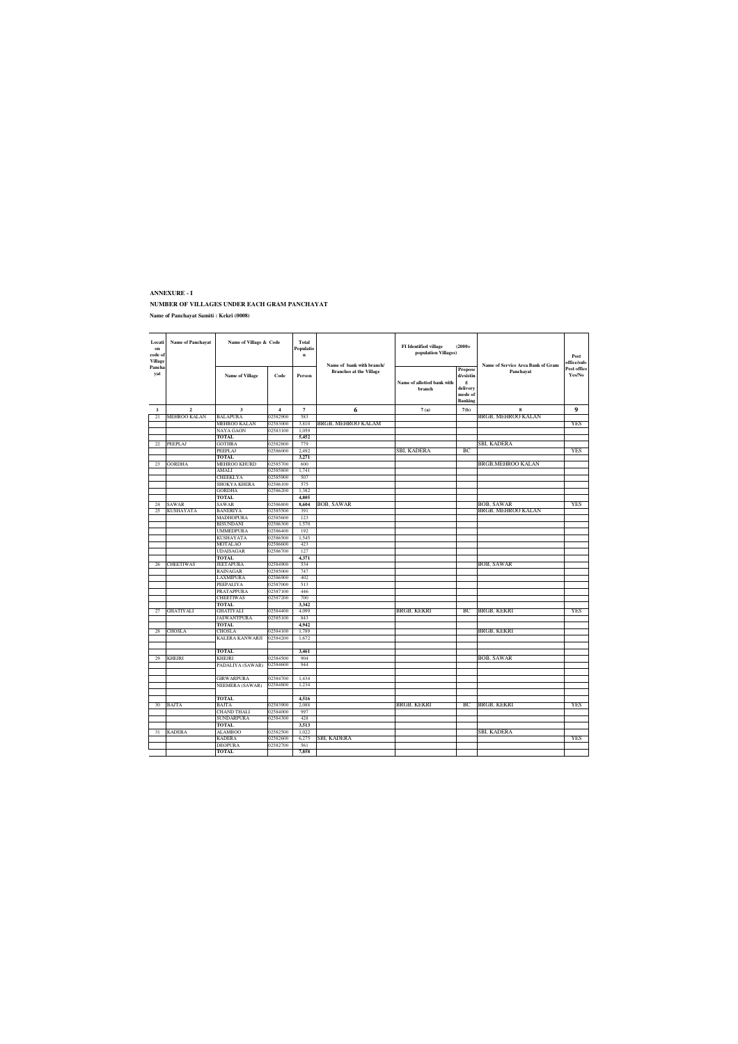**ANNEXURE - I**

**NUMBER OF VILLAGES UNDER EACH GRAM PANCHAYAT**

**Name of Panchayat Samiti : Kekri (0008)**

| Location code of Village Panchayat | Name of Panchayat | Name of Village & Code | | Total Population | Name of bank with branch/ Branches at the Village | FI Identified village (2000+ population Villages) | | Name of Service Area Bank of Gram Panchayat | Post office/sub-Post office Yes/No |
|---|---|---|---|---|---|---|---|---|---|
| | | Name of Village | Code | Person | | Name of allotted bank with branch | Proposed/existing delivery mode of Banking | | |
| 1 | 2 | 3 | 4 | 7 | 6 | 7 (a) | 7(b) | 8 | 9 |
| 21 | MEHROO KALAN | BALAPURA | 02582900 | 583 | | | | BRGB, MEHROO KALAN | |
| | | MEHROO KALAN | 02583000 | 3,810 | BRGB, MEHROO KALAM | | | | YES |
| | | NAYA GAON | 02583100 | 1,059 | | | | | |
| | | TOTAL | | 5,452 | | | | | |
| 22 | PEEPLAJ | GOTHRA | 02582800 | 779 | | | | SBI, KADERA | |
| | | PEEPLAJ | 02586000 | 2,492 | | SBI, KADERA | BC | | YES |
| | | TOTAL | | 3,271 | | | | | |
| 23 | GORDHA | MEHROO KHURD | 02585700 | 600 | | | | BRGB,MEHROO KALAN | |
| | | AMALI | 02585800 | 1,741 | | | | | |
| | | CHEEKLYA | 02585900 | 507 | | | | | |
| | | SHOKYA KHERA | 02586100 | 575 | | | | | |
| | | GORDHA | 02586200 | 1,382 | | | | | |
| | | TOTAL | | 4,805 | | | | | |
| 24 | SAWAR | SAWAR | 02586800 | 8,604 | BOB, SAWAR | | | BOB, SAWAR | YES |
| 25 | KUSHAYATA | BANERIYA | 02585500 | 391 | | | | BRGB, MEHROO KALAN | |
| | | MADHOPURA | 02585600 | 123 | | | | | |
| | | BISUNDANI | 02586300 | 1,570 | | | | | |
| | | UMMEDPURA | 02586400 | 192 | | | | | |
| | | KUSHAYATA | 02586500 | 1,545 | | | | | |
| | | MOTALAO | 02586600 | 423 | | | | | |
| | | UDAISAGAR | 02586700 | 127 | | | | | |
| | | TOTAL | | 4,371 | | | | | |
| 26 | CHEETIWAS | JEETAPURA | 02584900 | 534 | | | | BOB, SAWAR | |
| | | RAINAGAR | 02585000 | 747 | | | | | |
| | | LAXMIPURA | 02586900 | 402 | | | | | |
| | | PEEPALIYA | 02587000 | 513 | | | | | |
| | | PRATAPPURA | 02587100 | 446 | | | | | |
| | | CHEETIWAS | 02587200 | 700 | | | | | |
| | | TOTAL | | 3,342 | | | | | |
| 27 | GHATIYALI | GHATIYALI | 02584400 | 4,099 | | BRGB, KEKRI | BC | BRGB, KEKRI | YES |
| | | JASWANTPURA | 02585100 | 843 | | | | | |
| | | TOTAL | | 4,942 | | | | | |
| 28 | CHOSLA | CHOSLA | 02584100 | 1,789 | | | | BRGB, KEKRI | |
| | | KALERA KANWARJI | 02584200 | 1,672 | | | | | |
| | | TOTAL | | 3,461 | | | | | |
| 29 | KHEJRI | KHEJRI | 02584500 | 904 | | | | BOB, SAWAR | |
| | | PADALIYA (SAWAR) | 02584600 | 944 | | | | | |
| | | GIRWARPURA | 02584700 | 1,434 | | | | | |
| | | NEEMERA (SAWAR) | 02584800 | 1,234 | | | | | |
| | | TOTAL | | 4,516 | | | | | |
| 30 | BAJTA | BAJTA | 02583900 | 2,088 | | BRGB, KEKRI | BC | BRGB, KEKRI | YES |
| | | CHAND THALI | 02584000 | 997 | | | | | |
| | | SUNDARPURA | 02584300 | 428 | | | | | |
| | | TOTAL | | 3,513 | | | | | |
| 31 | KADERA | ALAMBOO | 02582500 | 1,022 | | | | SBI, KADERA | |
| | | KADERA | 02582600 | 6,275 | SBI, KADERA | | | | YES |
| | | DEOPURA | 02582700 | 561 | | | | | |
| | | TOTAL | | 7,858 | | | | | |